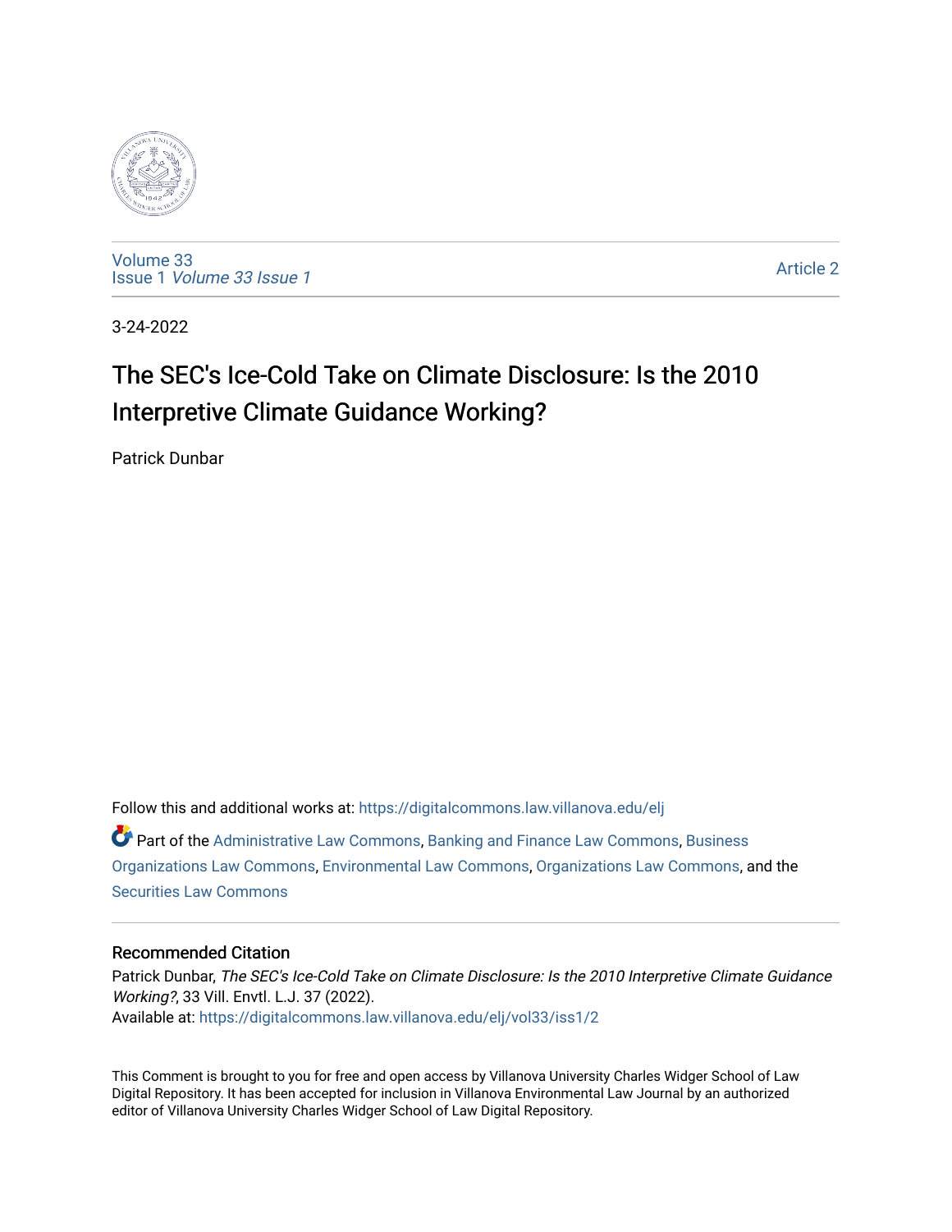Volume 33
Issue 1 *Volume 33 Issue 1*

Article 2

3-24-2022

# The SEC's Ice-Cold Take on Climate Disclosure: Is the 2010 Interpretive Climate Guidance Working?

Patrick Dunbar

Follow this and additional works at: https://digitalcommons.law.villanova.edu/elj

Part of the Administrative Law Commons, Banking and Finance Law Commons, Business Organizations Law Commons, Environmental Law Commons, Organizations Law Commons, and the Securities Law Commons

### Recommended Citation

Patrick Dunbar, *The SEC's Ice-Cold Take on Climate Disclosure: Is the 2010 Interpretive Climate Guidance Working?*, 33 Vill. Envtl. L.J. 37 (2022).
Available at: https://digitalcommons.law.villanova.edu/elj/vol33/iss1/2

This Comment is brought to you for free and open access by Villanova University Charles Widger School of Law Digital Repository. It has been accepted for inclusion in Villanova Environmental Law Journal by an authorized editor of Villanova University Charles Widger School of Law Digital Repository.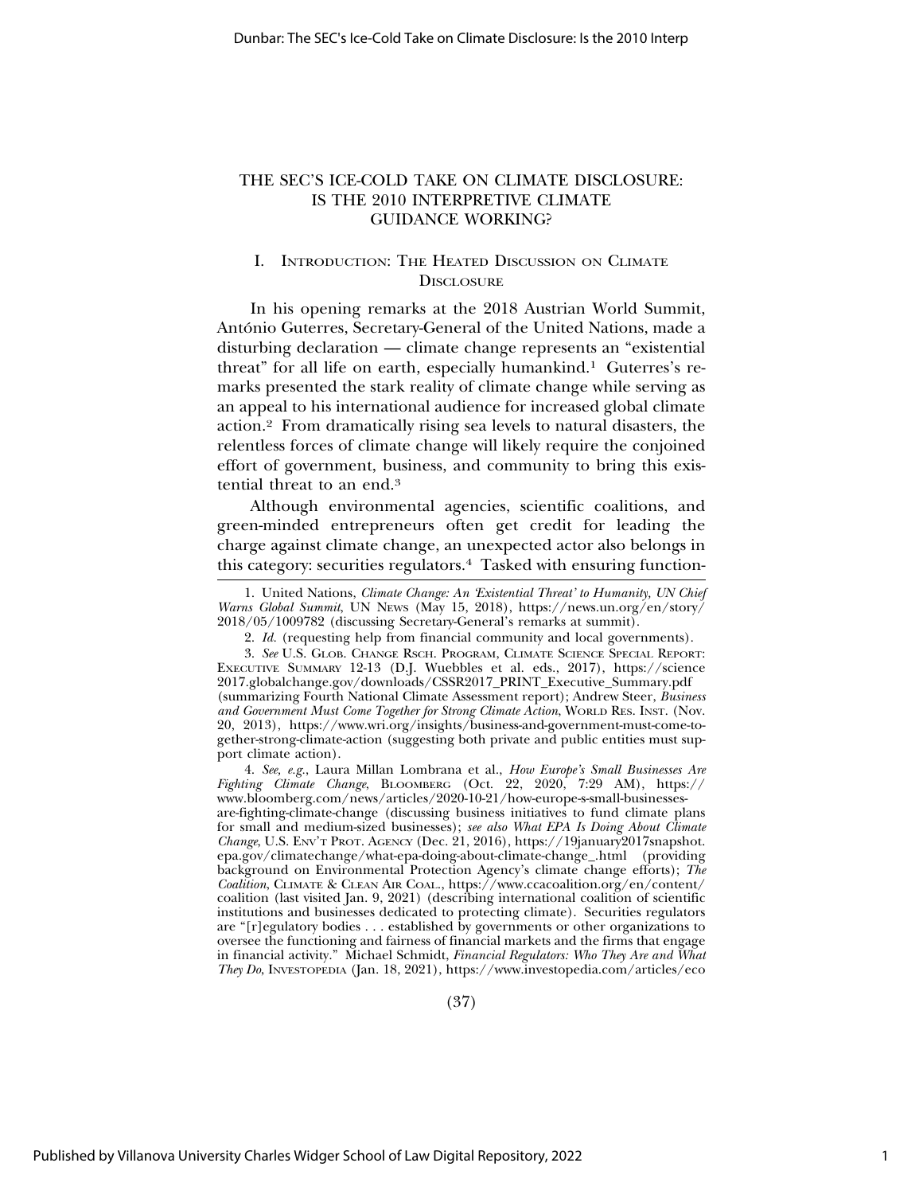# THE SEC'S ICE-COLD TAKE ON CLIMATE DISCLOSURE: IS THE 2010 INTERPRETIVE CLIMATE GUIDANCE WORKING?

## I. Introduction: The Heated Discussion on Climate Disclosure

In his opening remarks at the 2018 Austrian World Summit, António Guterres, Secretary-General of the United Nations, made a disturbing declaration — climate change represents an "existential threat" for all life on earth, especially humankind.[1] Guterres's remarks presented the stark reality of climate change while serving as an appeal to his international audience for increased global climate action.[2] From dramatically rising sea levels to natural disasters, the relentless forces of climate change will likely require the conjoined effort of government, business, and community to bring this existential threat to an end.[3]

Although environmental agencies, scientific coalitions, and green-minded entrepreneurs often get credit for leading the charge against climate change, an unexpected actor also belongs in this category: securities regulators.[4] Tasked with ensuring function-

---

1. United Nations, *Climate Change: An 'Existential Threat' to Humanity, UN Chief Warns Global Summit*, UN News (May 15, 2018), https://news.un.org/en/story/2018/05/1009782 (discussing Secretary-General's remarks at summit).

2. *Id.* (requesting help from financial community and local governments).

3. *See* U.S. Glob. Change Rsch. Program, Climate Science Special Report: Executive Summary 12-13 (D.J. Wuebbles et al. eds., 2017), https://science2017.globalchange.gov/downloads/CSSR2017_PRINT_Executive_Summary.pdf (summarizing Fourth National Climate Assessment report); Andrew Steer, *Business and Government Must Come Together for Strong Climate Action*, World Res. Inst. (Nov. 20, 2013), https://www.wri.org/insights/business-and-government-must-come-together-strong-climate-action (suggesting both private and public entities must support climate action).

4. *See, e.g.*, Laura Millan Lombrana et al., *How Europe's Small Businesses Are Fighting Climate Change*, Bloomberg (Oct. 22, 2020, 7:29 AM), https://www.bloomberg.com/news/articles/2020-10-21/how-europe-s-small-businesses-are-fighting-climate-change (discussing business initiatives to fund climate plans for small and medium-sized businesses); *see also What EPA Is Doing About Climate Change*, U.S. Env't Prot. Agency (Dec. 21, 2016), https://19january2017snapshot.epa.gov/climatechange/what-epa-doing-about-climate-change_.html (providing background on Environmental Protection Agency's climate change efforts); *The Coalition*, Climate & Clean Air Coal., https://www.ccacoalition.org/en/content/coalition (last visited Jan. 9, 2021) (describing international coalition of scientific institutions and businesses dedicated to protecting climate). Securities regulators are "[r]egulatory bodies . . . established by governments or other organizations to oversee the functioning and fairness of financial markets and the firms that engage in financial activity." Michael Schmidt, *Financial Regulators: Who They Are and What They Do*, Investopedia (Jan. 18, 2021), https://www.investopedia.com/articles/eco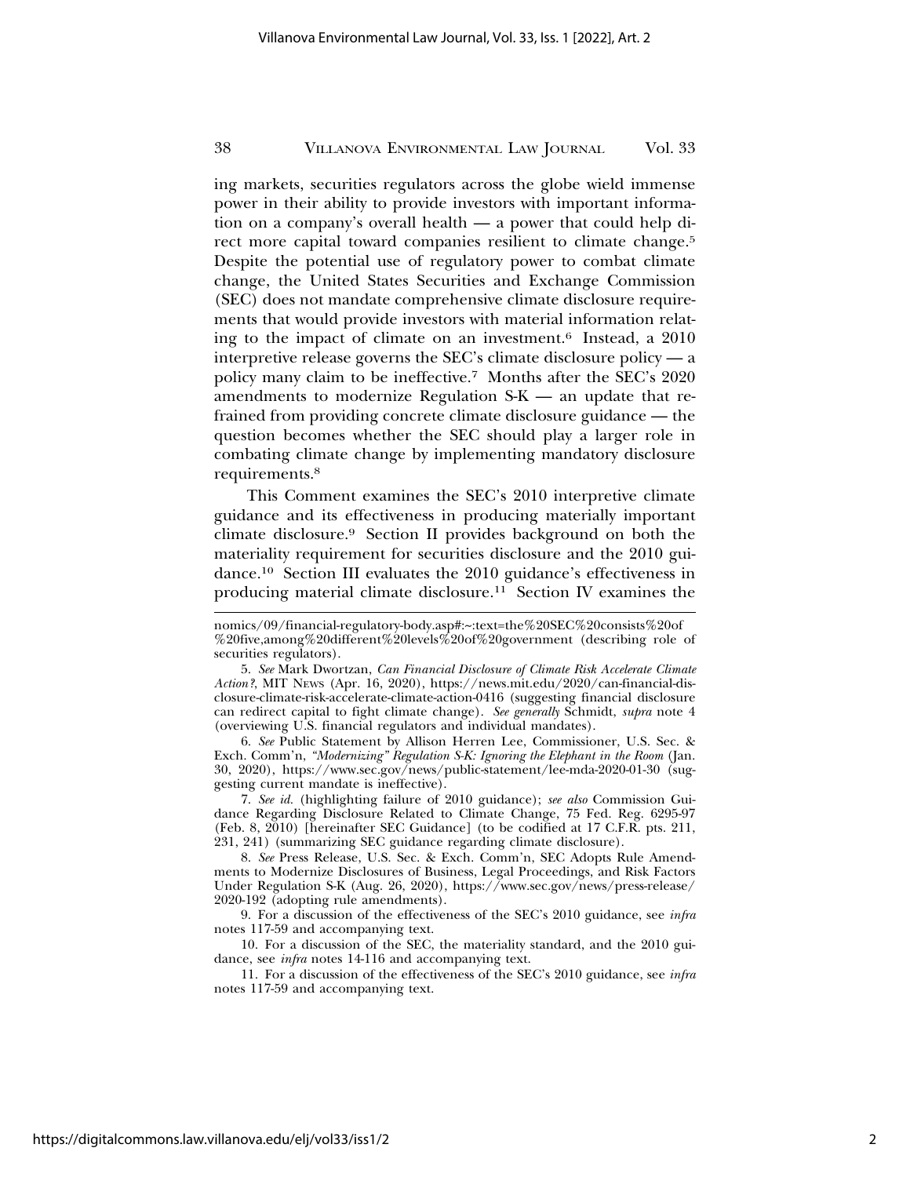ing markets, securities regulators across the globe wield immense power in their ability to provide investors with important information on a company's overall health — a power that could help direct more capital toward companies resilient to climate change.[5] Despite the potential use of regulatory power to combat climate change, the United States Securities and Exchange Commission (SEC) does not mandate comprehensive climate disclosure requirements that would provide investors with material information relating to the impact of climate on an investment.[6] Instead, a 2010 interpretive release governs the SEC's climate disclosure policy — a policy many claim to be ineffective.[7] Months after the SEC's 2020 amendments to modernize Regulation S-K — an update that refrained from providing concrete climate disclosure guidance — the question becomes whether the SEC should play a larger role in combating climate change by implementing mandatory disclosure requirements.[8]

This Comment examines the SEC's 2010 interpretive climate guidance and its effectiveness in producing materially important climate disclosure.[9] Section II provides background on both the materiality requirement for securities disclosure and the 2010 guidance.[10] Section III evaluates the 2010 guidance's effectiveness in producing material climate disclosure.[11] Section IV examines the

---

nomics/09/financial-regulatory-body.asp#:~:text=the%20SEC%20consists%20of%20five,among%20different%20levels%20of%20government (describing role of securities regulators).

5. *See* Mark Dwortzan, *Can Financial Disclosure of Climate Risk Accelerate Climate Action?*, MIT News (Apr. 16, 2020), https://news.mit.edu/2020/can-financial-disclosure-climate-risk-accelerate-climate-action-0416 (suggesting financial disclosure can redirect capital to fight climate change). *See generally* Schmidt, *supra* note 4 (overviewing U.S. financial regulators and individual mandates).

6. *See* Public Statement by Allison Herren Lee, Commissioner, U.S. Sec. & Exch. Comm'n, *"Modernizing" Regulation S-K: Ignoring the Elephant in the Room* (Jan. 30, 2020), https://www.sec.gov/news/public-statement/lee-mda-2020-01-30 (suggesting current mandate is ineffective).

7. *See id.* (highlighting failure of 2010 guidance); *see also* Commission Guidance Regarding Disclosure Related to Climate Change, 75 Fed. Reg. 6295-97 (Feb. 8, 2010) [hereinafter SEC Guidance] (to be codified at 17 C.F.R. pts. 211, 231, 241) (summarizing SEC guidance regarding climate disclosure).

8. *See* Press Release, U.S. Sec. & Exch. Comm'n, SEC Adopts Rule Amendments to Modernize Disclosures of Business, Legal Proceedings, and Risk Factors Under Regulation S-K (Aug. 26, 2020), https://www.sec.gov/news/press-release/2020-192 (adopting rule amendments).

9. For a discussion of the effectiveness of the SEC's 2010 guidance, see *infra* notes 117-59 and accompanying text.

10. For a discussion of the SEC, the materiality standard, and the 2010 guidance, see *infra* notes 14-116 and accompanying text.

11. For a discussion of the effectiveness of the SEC's 2010 guidance, see *infra* notes 117-59 and accompanying text.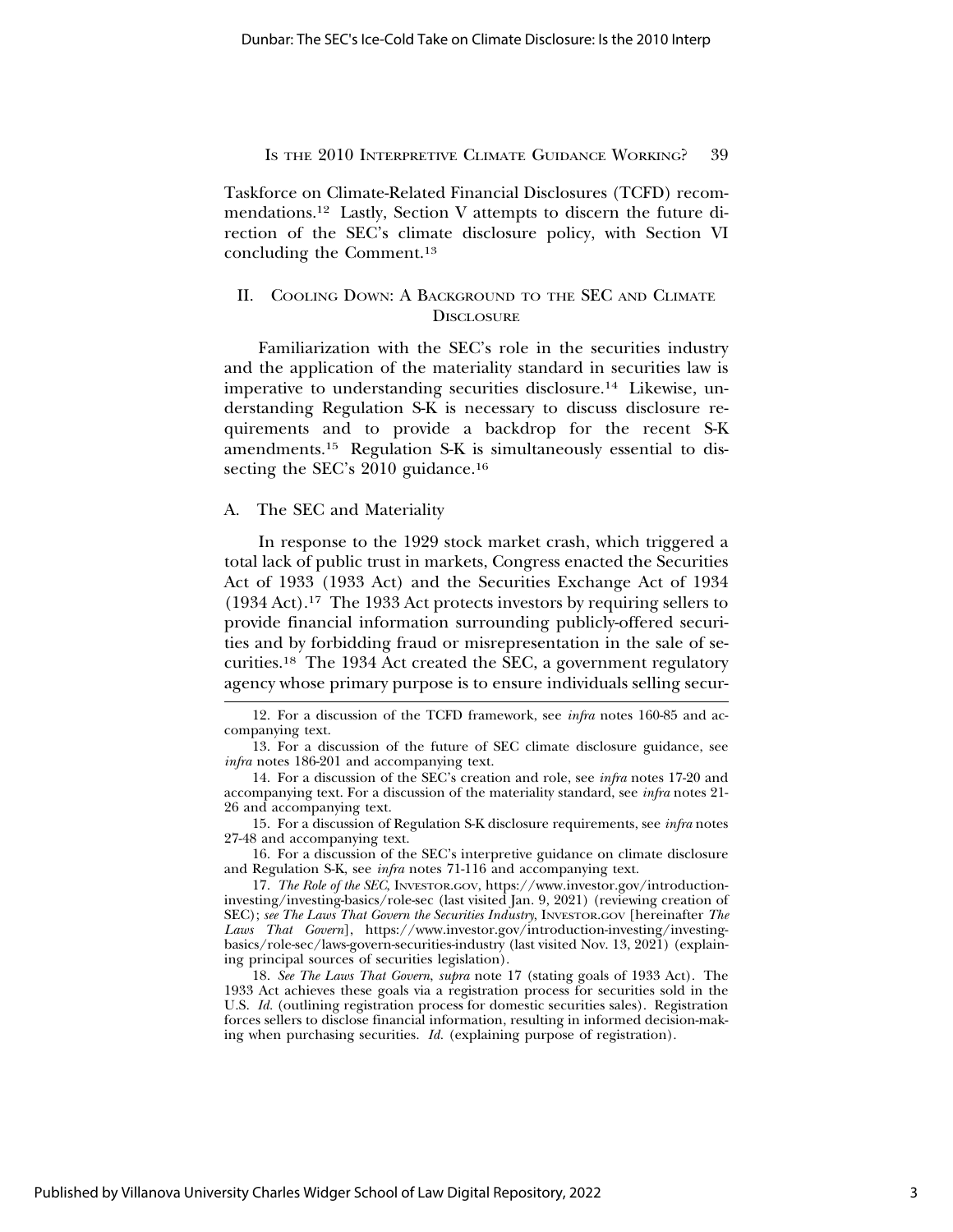Taskforce on Climate-Related Financial Disclosures (TCFD) recommendations.[12] Lastly, Section V attempts to discern the future direction of the SEC's climate disclosure policy, with Section VI concluding the Comment.[13]

## II. Cooling Down: A Background to the SEC and Climate Disclosure

Familiarization with the SEC's role in the securities industry and the application of the materiality standard in securities law is imperative to understanding securities disclosure.[14] Likewise, understanding Regulation S-K is necessary to discuss disclosure requirements and to provide a backdrop for the recent S-K amendments.[15] Regulation S-K is simultaneously essential to dissecting the SEC's 2010 guidance.[16]

### A. The SEC and Materiality

In response to the 1929 stock market crash, which triggered a total lack of public trust in markets, Congress enacted the Securities Act of 1933 (1933 Act) and the Securities Exchange Act of 1934 (1934 Act).[17] The 1933 Act protects investors by requiring sellers to provide financial information surrounding publicly-offered securities and by forbidding fraud or misrepresentation in the sale of securities.[18] The 1934 Act created the SEC, a government regulatory agency whose primary purpose is to ensure individuals selling secur-

---

12. For a discussion of the TCFD framework, see *infra* notes 160-85 and accompanying text.

13. For a discussion of the future of SEC climate disclosure guidance, see *infra* notes 186-201 and accompanying text.

14. For a discussion of the SEC's creation and role, see *infra* notes 17-20 and accompanying text. For a discussion of the materiality standard, see *infra* notes 21-26 and accompanying text.

15. For a discussion of Regulation S-K disclosure requirements, see *infra* notes 27-48 and accompanying text.

16. For a discussion of the SEC's interpretive guidance on climate disclosure and Regulation S-K, see *infra* notes 71-116 and accompanying text.

17. *The Role of the SEC*, Investor.gov, https://www.investor.gov/introduction-investing/investing-basics/role-sec (last visited Jan. 9, 2021) (reviewing creation of SEC); *see The Laws That Govern the Securities Industry*, Investor.gov [hereinafter *The Laws That Govern*], https://www.investor.gov/introduction-investing/investing-basics/role-sec/laws-govern-securities-industry (last visited Nov. 13, 2021) (explaining principal sources of securities legislation).

18. *See The Laws That Govern*, *supra* note 17 (stating goals of 1933 Act). The 1933 Act achieves these goals via a registration process for securities sold in the U.S. *Id.* (outlining registration process for domestic securities sales). Registration forces sellers to disclose financial information, resulting in informed decision-making when purchasing securities. *Id.* (explaining purpose of registration).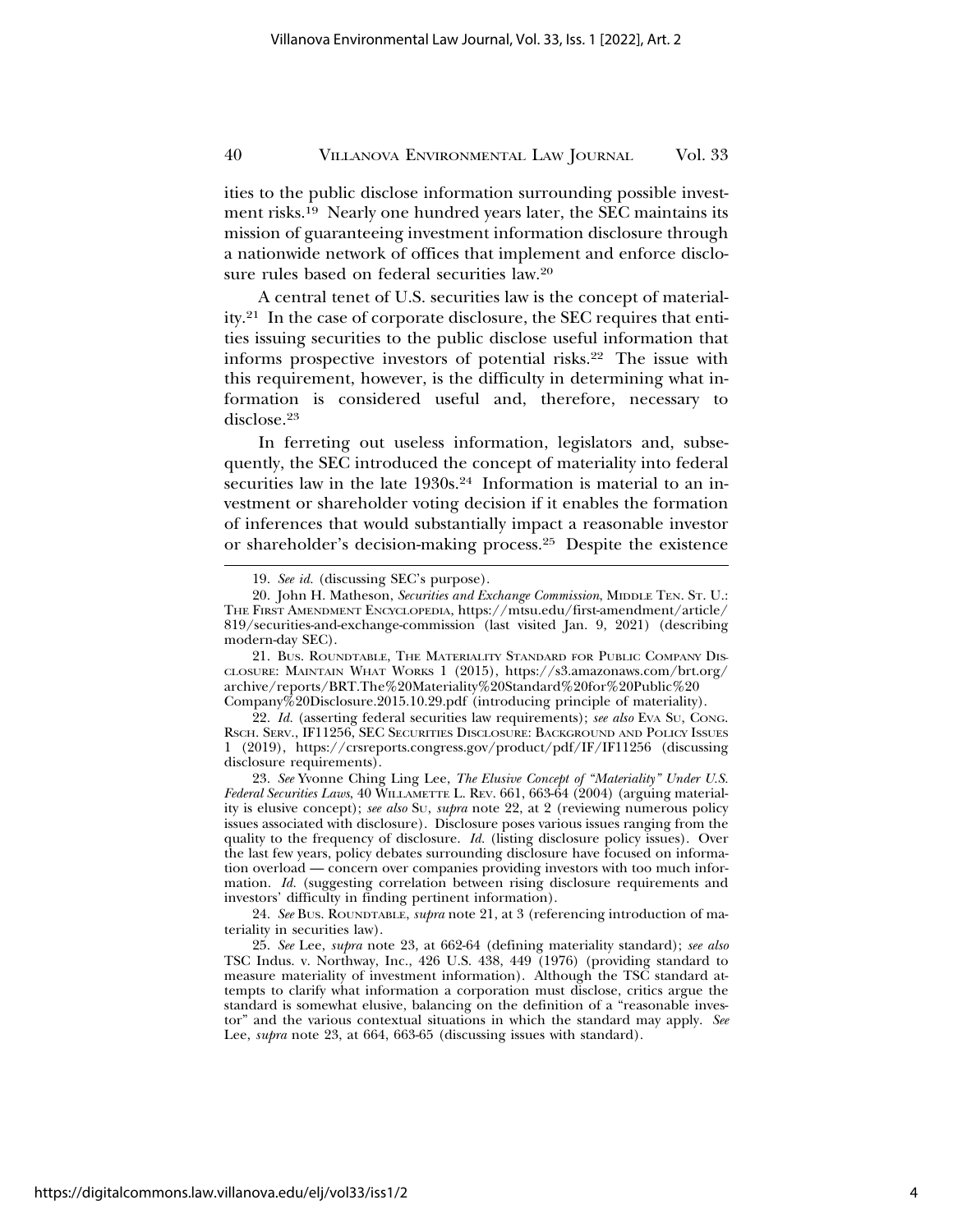ities to the public disclose information surrounding possible investment risks.[19] Nearly one hundred years later, the SEC maintains its mission of guaranteeing investment information disclosure through a nationwide network of offices that implement and enforce disclosure rules based on federal securities law.[20]

A central tenet of U.S. securities law is the concept of materiality.[21] In the case of corporate disclosure, the SEC requires that entities issuing securities to the public disclose useful information that informs prospective investors of potential risks.[22] The issue with this requirement, however, is the difficulty in determining what information is considered useful and, therefore, necessary to disclose.[23]

In ferreting out useless information, legislators and, subsequently, the SEC introduced the concept of materiality into federal securities law in the late 1930s.[24] Information is material to an investment or shareholder voting decision if it enables the formation of inferences that would substantially impact a reasonable investor or shareholder's decision-making process.[25] Despite the existence

---

19. *See id.* (discussing SEC's purpose).

20. John H. Matheson, *Securities and Exchange Commission*, MIDDLE TEN. ST. U.: THE FIRST AMENDMENT ENCYCLOPEDIA, https://mtsu.edu/first-amendment/article/819/securities-and-exchange-commission (last visited Jan. 9, 2021) (describing modern-day SEC).

21. BUS. ROUNDTABLE, THE MATERIALITY STANDARD FOR PUBLIC COMPANY DISCLOSURE: MAINTAIN WHAT WORKS 1 (2015), https://s3.amazonaws.com/brt.org/archive/reports/BRT.The%20Materiality%20Standard%20for%20Public%20Company%20Disclosure.2015.10.29.pdf (introducing principle of materiality).

22. *Id.* (asserting federal securities law requirements); *see also* EVA SU, CONG. RSCH. SERV., IF11256, SEC SECURITIES DISCLOSURE: BACKGROUND AND POLICY ISSUES 1 (2019), https://crsreports.congress.gov/product/pdf/IF/IF11256 (discussing disclosure requirements).

23. *See* Yvonne Ching Ling Lee, *The Elusive Concept of "Materiality" Under U.S. Federal Securities Laws*, 40 WILLAMETTE L. REV. 661, 663-64 (2004) (arguing materiality is elusive concept); *see also* SU, *supra* note 22, at 2 (reviewing numerous policy issues associated with disclosure). Disclosure poses various issues ranging from the quality to the frequency of disclosure. *Id.* (listing disclosure policy issues). Over the last few years, policy debates surrounding disclosure have focused on information overload — concern over companies providing investors with too much information. *Id.* (suggesting correlation between rising disclosure requirements and investors' difficulty in finding pertinent information).

24. *See* BUS. ROUNDTABLE, *supra* note 21, at 3 (referencing introduction of materiality in securities law).

25. *See* Lee, *supra* note 23, at 662-64 (defining materiality standard); *see also* TSC Indus. v. Northway, Inc., 426 U.S. 438, 449 (1976) (providing standard to measure materiality of investment information). Although the TSC standard attempts to clarify what information a corporation must disclose, critics argue the standard is somewhat elusive, balancing on the definition of a "reasonable investor" and the various contextual situations in which the standard may apply. *See* Lee, *supra* note 23, at 664, 663-65 (discussing issues with standard).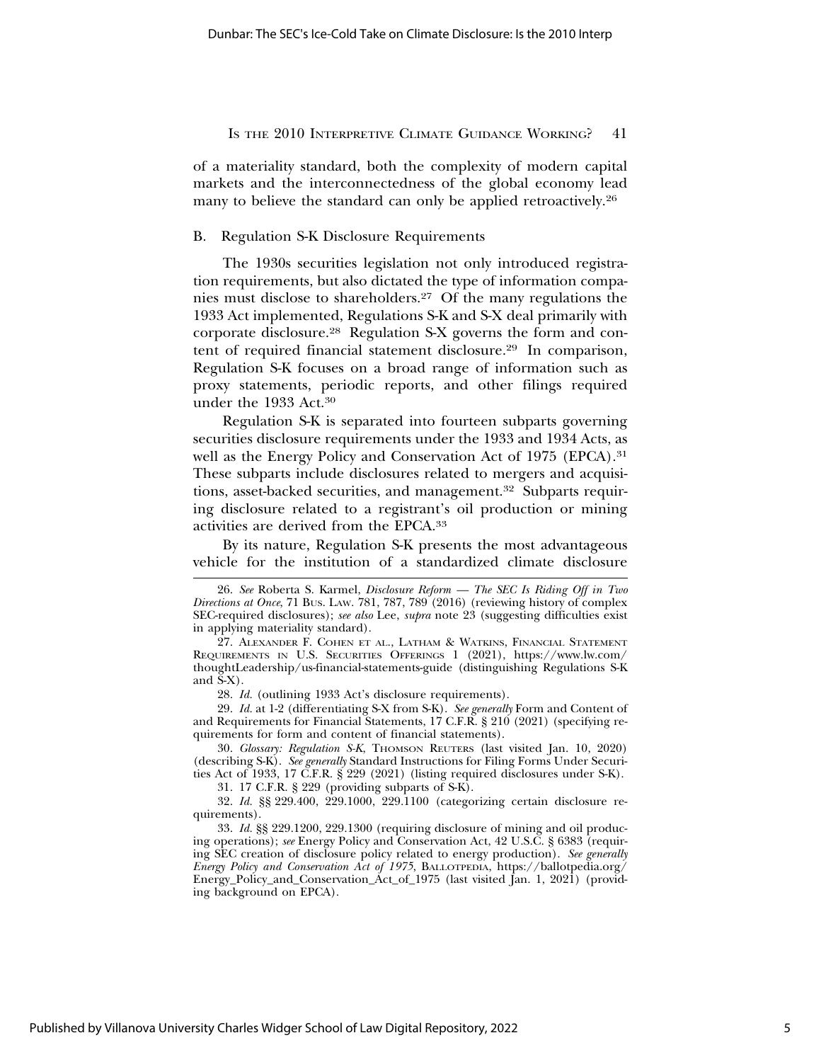of a materiality standard, both the complexity of modern capital markets and the interconnectedness of the global economy lead many to believe the standard can only be applied retroactively.[26]

## B. Regulation S-K Disclosure Requirements

The 1930s securities legislation not only introduced registration requirements, but also dictated the type of information companies must disclose to shareholders.[27] Of the many regulations the 1933 Act implemented, Regulations S-K and S-X deal primarily with corporate disclosure.[28] Regulation S-X governs the form and content of required financial statement disclosure.[29] In comparison, Regulation S-K focuses on a broad range of information such as proxy statements, periodic reports, and other filings required under the 1933 Act.[30]

Regulation S-K is separated into fourteen subparts governing securities disclosure requirements under the 1933 and 1934 Acts, as well as the Energy Policy and Conservation Act of 1975 (EPCA).[31] These subparts include disclosures related to mergers and acquisitions, asset-backed securities, and management.[32] Subparts requiring disclosure related to a registrant's oil production or mining activities are derived from the EPCA.[33]

By its nature, Regulation S-K presents the most advantageous vehicle for the institution of a standardized climate disclosure

---

26. *See* Roberta S. Karmel, *Disclosure Reform — The SEC Is Riding Off in Two Directions at Once*, 71 Bus. Law. 781, 787, 789 (2016) (reviewing history of complex SEC-required disclosures); *see also* Lee, *supra* note 23 (suggesting difficulties exist in applying materiality standard).

27. Alexander F. Cohen et al., Latham & Watkins, Financial Statement Requirements in U.S. Securities Offerings 1 (2021), https://www.lw.com/thoughtLeadership/us-financial-statements-guide (distinguishing Regulations S-K and S-X).

28. *Id.* (outlining 1933 Act's disclosure requirements).

29. *Id.* at 1-2 (differentiating S-X from S-K). *See generally* Form and Content of and Requirements for Financial Statements, 17 C.F.R. § 210 (2021) (specifying requirements for form and content of financial statements).

30. *Glossary: Regulation S-K*, Thomson Reuters (last visited Jan. 10, 2020) (describing S-K). *See generally* Standard Instructions for Filing Forms Under Securities Act of 1933, 17 C.F.R. § 229 (2021) (listing required disclosures under S-K).

31. 17 C.F.R. § 229 (providing subparts of S-K).

32. *Id.* §§ 229.400, 229.1000, 229.1100 (categorizing certain disclosure requirements).

33. *Id.* §§ 229.1200, 229.1300 (requiring disclosure of mining and oil producing operations); *see* Energy Policy and Conservation Act, 42 U.S.C. § 6383 (requiring SEC creation of disclosure policy related to energy production). *See generally Energy Policy and Conservation Act of 1975*, Ballotpedia, https://ballotpedia.org/Energy_Policy_and_Conservation_Act_of_1975 (last visited Jan. 1, 2021) (providing background on EPCA).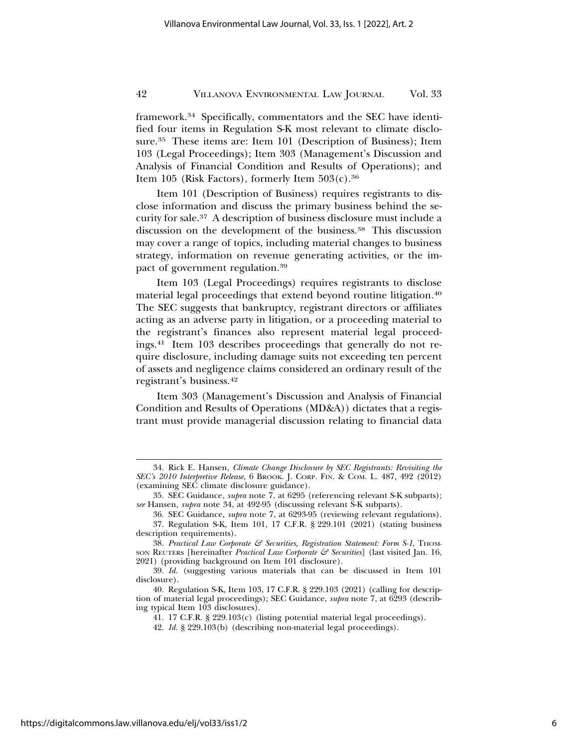framework.[34] Specifically, commentators and the SEC have identified four items in Regulation S-K most relevant to climate disclosure.[35] These items are: Item 101 (Description of Business); Item 103 (Legal Proceedings); Item 303 (Management's Discussion and Analysis of Financial Condition and Results of Operations); and Item 105 (Risk Factors), formerly Item 503(c).[36]

Item 101 (Description of Business) requires registrants to disclose information and discuss the primary business behind the security for sale.[37] A description of business disclosure must include a discussion on the development of the business.[38] This discussion may cover a range of topics, including material changes to business strategy, information on revenue generating activities, or the impact of government regulation.[39]

Item 103 (Legal Proceedings) requires registrants to disclose material legal proceedings that extend beyond routine litigation.[40] The SEC suggests that bankruptcy, registrant directors or affiliates acting as an adverse party in litigation, or a proceeding material to the registrant's finances also represent material legal proceedings.[41] Item 103 describes proceedings that generally do not require disclosure, including damage suits not exceeding ten percent of assets and negligence claims considered an ordinary result of the registrant's business.[42]

Item 303 (Management's Discussion and Analysis of Financial Condition and Results of Operations (MD&A)) dictates that a registrant must provide managerial discussion relating to financial data

---

34. Rick E. Hansen, *Climate Change Disclosure by SEC Registrants: Revisiting the SEC's 2010 Interpretive Release*, 6 BROOK. J. CORP. FIN. & COM. L. 487, 492 (2012) (examining SEC climate disclosure guidance).

35. SEC Guidance, *supra* note 7, at 6295 (referencing relevant S-K subparts); *see* Hansen, *supra* note 34, at 492-95 (discussing relevant S-K subparts).

36. SEC Guidance, *supra* note 7, at 6293-95 (reviewing relevant regulations).

37. Regulation S-K, Item 101, 17 C.F.R. § 229.101 (2021) (stating business description requirements).

38. *Practical Law Corporate & Securities, Registration Statement: Form S-1*, THOMSON REUTERS [hereinafter *Practical Law Corporate & Securities*] (last visited Jan. 16, 2021) (providing background on Item 101 disclosure).

39. *Id.* (suggesting various materials that can be discussed in Item 101 disclosure).

40. Regulation S-K, Item 103, 17 C.F.R. § 229.103 (2021) (calling for description of material legal proceedings); SEC Guidance, *supra* note 7, at 6293 (describing typical Item 103 disclosures).

41. 17 C.F.R. § 229.103(c) (listing potential material legal proceedings).

42. *Id.* § 229.103(b) (describing non-material legal proceedings).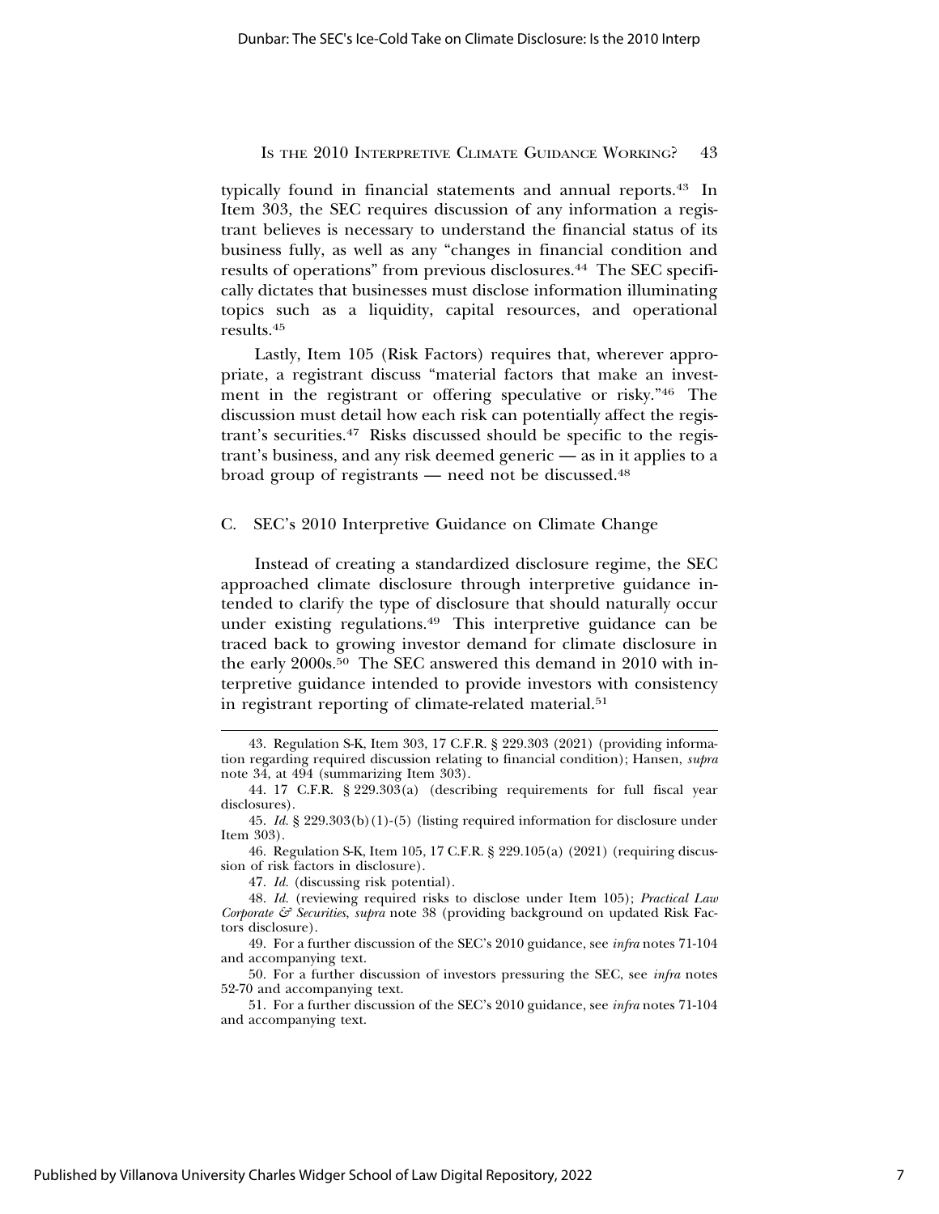typically found in financial statements and annual reports.[43] In Item 303, the SEC requires discussion of any information a registrant believes is necessary to understand the financial status of its business fully, as well as any "changes in financial condition and results of operations" from previous disclosures.[44] The SEC specifically dictates that businesses must disclose information illuminating topics such as a liquidity, capital resources, and operational results.[45]

Lastly, Item 105 (Risk Factors) requires that, wherever appropriate, a registrant discuss "material factors that make an investment in the registrant or offering speculative or risky."[46] The discussion must detail how each risk can potentially affect the registrant's securities.[47] Risks discussed should be specific to the registrant's business, and any risk deemed generic — as in it applies to a broad group of registrants — need not be discussed.[48]

### C. SEC's 2010 Interpretive Guidance on Climate Change

Instead of creating a standardized disclosure regime, the SEC approached climate disclosure through interpretive guidance intended to clarify the type of disclosure that should naturally occur under existing regulations.[49] This interpretive guidance can be traced back to growing investor demand for climate disclosure in the early 2000s.[50] The SEC answered this demand in 2010 with interpretive guidance intended to provide investors with consistency in registrant reporting of climate-related material.[51]

---

43. Regulation S-K, Item 303, 17 C.F.R. § 229.303 (2021) (providing information regarding required discussion relating to financial condition); Hansen, *supra* note 34, at 494 (summarizing Item 303).

44. 17 C.F.R. § 229.303(a) (describing requirements for full fiscal year disclosures).

45. *Id.* § 229.303(b)(1)-(5) (listing required information for disclosure under Item 303).

46. Regulation S-K, Item 105, 17 C.F.R. § 229.105(a) (2021) (requiring discussion of risk factors in disclosure).

47. *Id.* (discussing risk potential).

48. *Id.* (reviewing required risks to disclose under Item 105); *Practical Law Corporate & Securities*, *supra* note 38 (providing background on updated Risk Factors disclosure).

49. For a further discussion of the SEC's 2010 guidance, see *infra* notes 71-104 and accompanying text.

50. For a further discussion of investors pressuring the SEC, see *infra* notes 52-70 and accompanying text.

51. For a further discussion of the SEC's 2010 guidance, see *infra* notes 71-104 and accompanying text.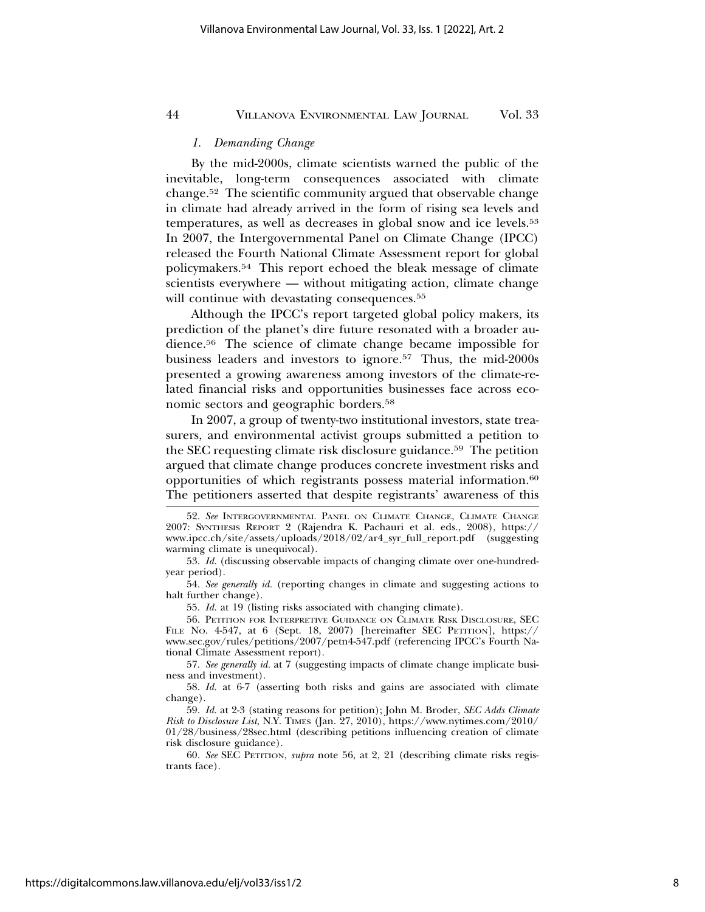#### *1. Demanding Change*

By the mid-2000s, climate scientists warned the public of the inevitable, long-term consequences associated with climate change.[52] The scientific community argued that observable change in climate had already arrived in the form of rising sea levels and temperatures, as well as decreases in global snow and ice levels.[53] In 2007, the Intergovernmental Panel on Climate Change (IPCC) released the Fourth National Climate Assessment report for global policymakers.[54] This report echoed the bleak message of climate scientists everywhere — without mitigating action, climate change will continue with devastating consequences.[55]

Although the IPCC's report targeted global policy makers, its prediction of the planet's dire future resonated with a broader audience.[56] The science of climate change became impossible for business leaders and investors to ignore.[57] Thus, the mid-2000s presented a growing awareness among investors of the climate-related financial risks and opportunities businesses face across economic sectors and geographic borders.[58]

In 2007, a group of twenty-two institutional investors, state treasurers, and environmental activist groups submitted a petition to the SEC requesting climate risk disclosure guidance.[59] The petition argued that climate change produces concrete investment risks and opportunities of which registrants possess material information.[60] The petitioners asserted that despite registrants' awareness of this

---

52. *See* INTERGOVERNMENTAL PANEL ON CLIMATE CHANGE, CLIMATE CHANGE 2007: SYNTHESIS REPORT 2 (Rajendra K. Pachauri et al. eds., 2008), https://www.ipcc.ch/site/assets/uploads/2018/02/ar4_syr_full_report.pdf (suggesting warming climate is unequivocal).

53. *Id.* (discussing observable impacts of changing climate over one-hundred-year period).

54. *See generally id.* (reporting changes in climate and suggesting actions to halt further change).

55. *Id.* at 19 (listing risks associated with changing climate).

56. PETITION FOR INTERPRETIVE GUIDANCE ON CLIMATE RISK DISCLOSURE, SEC FILE NO. 4-547, at 6 (Sept. 18, 2007) [hereinafter SEC PETITION], https://www.sec.gov/rules/petitions/2007/petn4-547.pdf (referencing IPCC's Fourth National Climate Assessment report).

57. *See generally id.* at 7 (suggesting impacts of climate change implicate business and investment).

58. *Id.* at 6-7 (asserting both risks and gains are associated with climate change).

59. *Id.* at 2-3 (stating reasons for petition); John M. Broder, *SEC Adds Climate Risk to Disclosure List*, N.Y. TIMES (Jan. 27, 2010), https://www.nytimes.com/2010/01/28/business/28sec.html (describing petitions influencing creation of climate risk disclosure guidance).

60. *See* SEC PETITION, *supra* note 56, at 2, 21 (describing climate risks registrants face).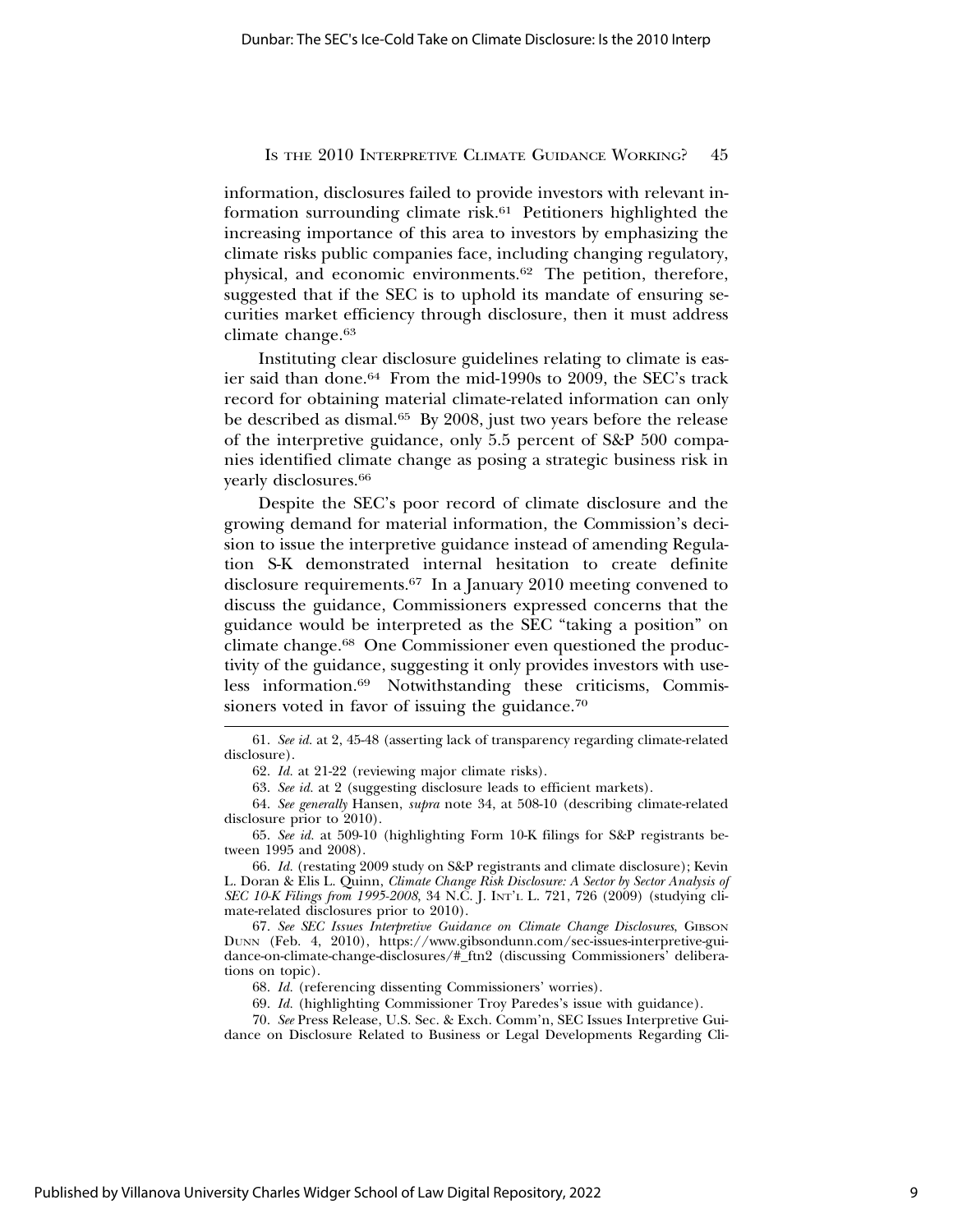information, disclosures failed to provide investors with relevant information surrounding climate risk.[61] Petitioners highlighted the increasing importance of this area to investors by emphasizing the climate risks public companies face, including changing regulatory, physical, and economic environments.[62] The petition, therefore, suggested that if the SEC is to uphold its mandate of ensuring securities market efficiency through disclosure, then it must address climate change.[63]

Instituting clear disclosure guidelines relating to climate is easier said than done.[64] From the mid-1990s to 2009, the SEC's track record for obtaining material climate-related information can only be described as dismal.[65] By 2008, just two years before the release of the interpretive guidance, only 5.5 percent of S&P 500 companies identified climate change as posing a strategic business risk in yearly disclosures.[66]

Despite the SEC's poor record of climate disclosure and the growing demand for material information, the Commission's decision to issue the interpretive guidance instead of amending Regulation S-K demonstrated internal hesitation to create definite disclosure requirements.[67] In a January 2010 meeting convened to discuss the guidance, Commissioners expressed concerns that the guidance would be interpreted as the SEC "taking a position" on climate change.[68] One Commissioner even questioned the productivity of the guidance, suggesting it only provides investors with useless information.[69] Notwithstanding these criticisms, Commissioners voted in favor of issuing the guidance.[70]

---

61. *See id.* at 2, 45-48 (asserting lack of transparency regarding climate-related disclosure).

62. *Id.* at 21-22 (reviewing major climate risks).

63. *See id.* at 2 (suggesting disclosure leads to efficient markets).

64. *See generally* Hansen, *supra* note 34, at 508-10 (describing climate-related disclosure prior to 2010).

65. *See id.* at 509-10 (highlighting Form 10-K filings for S&P registrants between 1995 and 2008).

66. *Id.* (restating 2009 study on S&P registrants and climate disclosure); Kevin L. Doran & Elis L. Quinn, *Climate Change Risk Disclosure: A Sector by Sector Analysis of SEC 10-K Filings from 1995-2008*, 34 N.C. J. INT'L L. 721, 726 (2009) (studying climate-related disclosures prior to 2010).

67. *See SEC Issues Interpretive Guidance on Climate Change Disclosures*, GIBSON DUNN (Feb. 4, 2010), https://www.gibsondunn.com/sec-issues-interpretive-guidance-on-climate-change-disclosures/#_ftn2 (discussing Commissioners' deliberations on topic).

68. *Id.* (referencing dissenting Commissioners' worries).

69. *Id.* (highlighting Commissioner Troy Paredes's issue with guidance).

70. *See* Press Release, U.S. Sec. & Exch. Comm'n, SEC Issues Interpretive Guidance on Disclosure Related to Business or Legal Developments Regarding Cli-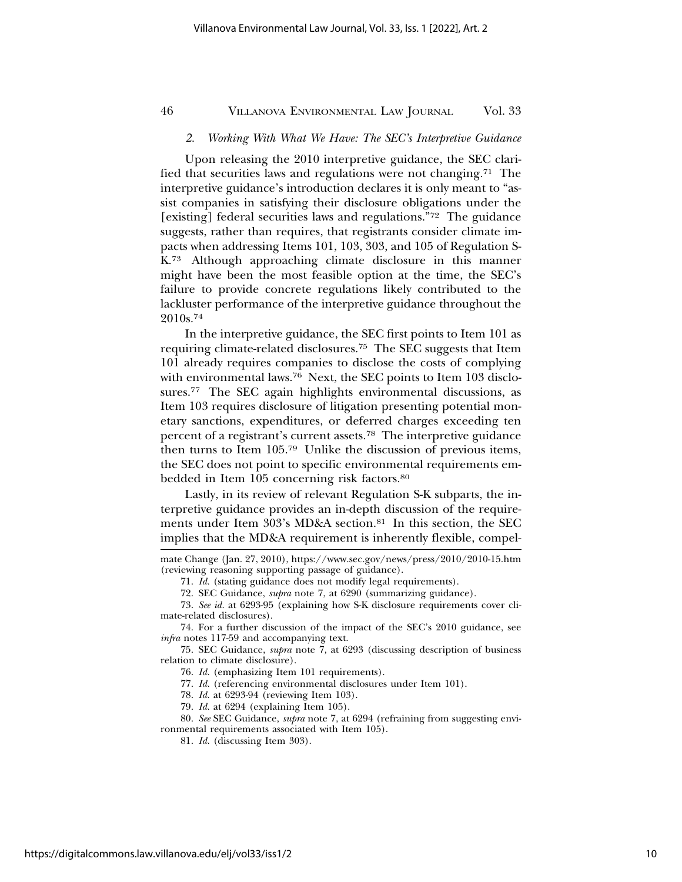### *2. Working With What We Have: The SEC's Interpretive Guidance*

Upon releasing the 2010 interpretive guidance, the SEC clarified that securities laws and regulations were not changing.[71] The interpretive guidance's introduction declares it is only meant to "assist companies in satisfying their disclosure obligations under the [existing] federal securities laws and regulations."[72] The guidance suggests, rather than requires, that registrants consider climate impacts when addressing Items 101, 103, 303, and 105 of Regulation S-K.[73] Although approaching climate disclosure in this manner might have been the most feasible option at the time, the SEC's failure to provide concrete regulations likely contributed to the lackluster performance of the interpretive guidance throughout the 2010s.[74]

In the interpretive guidance, the SEC first points to Item 101 as requiring climate-related disclosures.[75] The SEC suggests that Item 101 already requires companies to disclose the costs of complying with environmental laws.[76] Next, the SEC points to Item 103 disclosures.[77] The SEC again highlights environmental discussions, as Item 103 requires disclosure of litigation presenting potential monetary sanctions, expenditures, or deferred charges exceeding ten percent of a registrant's current assets.[78] The interpretive guidance then turns to Item 105.[79] Unlike the discussion of previous items, the SEC does not point to specific environmental requirements embedded in Item 105 concerning risk factors.[80]

Lastly, in its review of relevant Regulation S-K subparts, the interpretive guidance provides an in-depth discussion of the requirements under Item 303's MD&A section.[81] In this section, the SEC implies that the MD&A requirement is inherently flexible, compel-

---

mate Change (Jan. 27, 2010), https://www.sec.gov/news/press/2010/2010-15.htm (reviewing reasoning supporting passage of guidance).

71. *Id.* (stating guidance does not modify legal requirements).

72. SEC Guidance, *supra* note 7, at 6290 (summarizing guidance).

73. *See id.* at 6293-95 (explaining how S-K disclosure requirements cover climate-related disclosures).

74. For a further discussion of the impact of the SEC's 2010 guidance, see *infra* notes 117-59 and accompanying text.

75. SEC Guidance, *supra* note 7, at 6293 (discussing description of business relation to climate disclosure).

76. *Id.* (emphasizing Item 101 requirements).

77. *Id.* (referencing environmental disclosures under Item 101).

78. *Id.* at 6293-94 (reviewing Item 103).

79. *Id.* at 6294 (explaining Item 105).

80. *See* SEC Guidance, *supra* note 7, at 6294 (refraining from suggesting environmental requirements associated with Item 105).

81. *Id.* (discussing Item 303).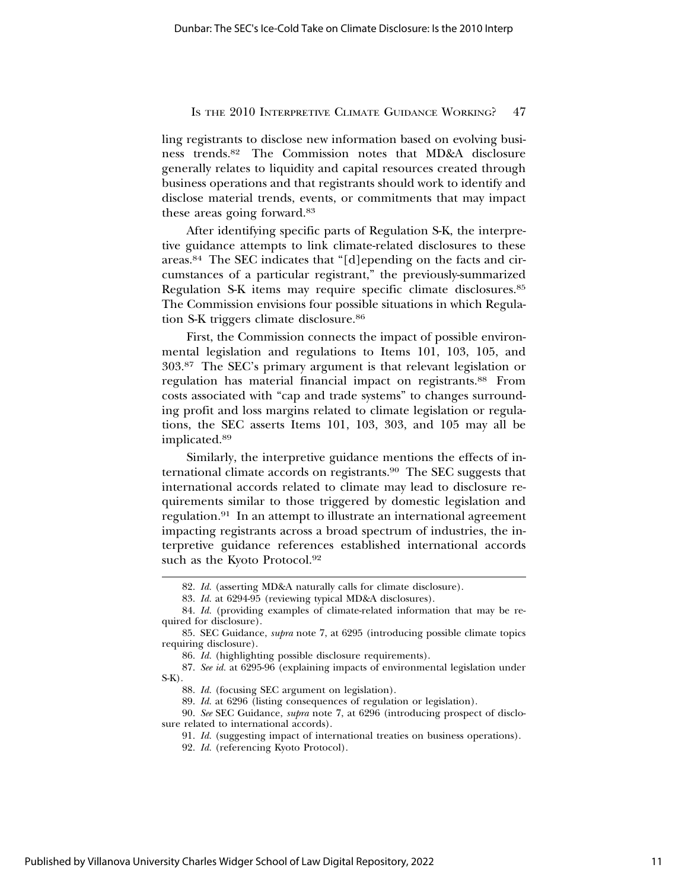ling registrants to disclose new information based on evolving business trends.[82] The Commission notes that MD&A disclosure generally relates to liquidity and capital resources created through business operations and that registrants should work to identify and disclose material trends, events, or commitments that may impact these areas going forward.[83]

After identifying specific parts of Regulation S-K, the interpretive guidance attempts to link climate-related disclosures to these areas.[84] The SEC indicates that "[d]epending on the facts and circumstances of a particular registrant," the previously-summarized Regulation S-K items may require specific climate disclosures.[85] The Commission envisions four possible situations in which Regulation S-K triggers climate disclosure.[86]

First, the Commission connects the impact of possible environmental legislation and regulations to Items 101, 103, 105, and 303.[87] The SEC's primary argument is that relevant legislation or regulation has material financial impact on registrants.[88] From costs associated with "cap and trade systems" to changes surrounding profit and loss margins related to climate legislation or regulations, the SEC asserts Items 101, 103, 303, and 105 may all be implicated.[89]

Similarly, the interpretive guidance mentions the effects of international climate accords on registrants.[90] The SEC suggests that international accords related to climate may lead to disclosure requirements similar to those triggered by domestic legislation and regulation.[91] In an attempt to illustrate an international agreement impacting registrants across a broad spectrum of industries, the interpretive guidance references established international accords such as the Kyoto Protocol.[92]

---

82. *Id.* (asserting MD&A naturally calls for climate disclosure).

83. *Id.* at 6294-95 (reviewing typical MD&A disclosures).

84. *Id.* (providing examples of climate-related information that may be required for disclosure).

85. SEC Guidance, *supra* note 7, at 6295 (introducing possible climate topics requiring disclosure).

86. *Id.* (highlighting possible disclosure requirements).

87. *See id.* at 6295-96 (explaining impacts of environmental legislation under S-K).

88. *Id.* (focusing SEC argument on legislation).

89. *Id.* at 6296 (listing consequences of regulation or legislation).

90. *See* SEC Guidance, *supra* note 7, at 6296 (introducing prospect of disclosure related to international accords).

91. *Id.* (suggesting impact of international treaties on business operations).

92. *Id.* (referencing Kyoto Protocol).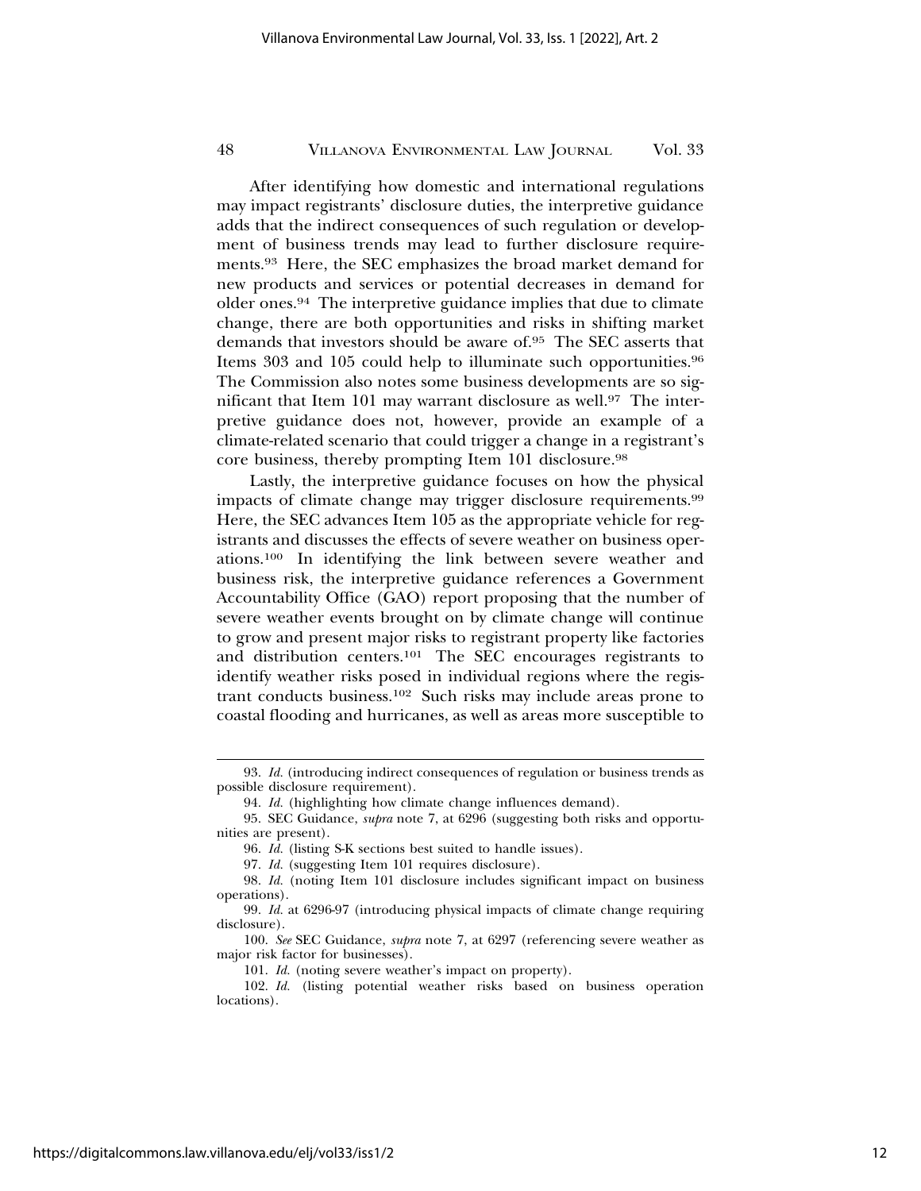After identifying how domestic and international regulations may impact registrants' disclosure duties, the interpretive guidance adds that the indirect consequences of such regulation or development of business trends may lead to further disclosure requirements.[93] Here, the SEC emphasizes the broad market demand for new products and services or potential decreases in demand for older ones.[94] The interpretive guidance implies that due to climate change, there are both opportunities and risks in shifting market demands that investors should be aware of.[95] The SEC asserts that Items 303 and 105 could help to illuminate such opportunities.[96] The Commission also notes some business developments are so significant that Item 101 may warrant disclosure as well.[97] The interpretive guidance does not, however, provide an example of a climate-related scenario that could trigger a change in a registrant's core business, thereby prompting Item 101 disclosure.[98]

Lastly, the interpretive guidance focuses on how the physical impacts of climate change may trigger disclosure requirements.[99] Here, the SEC advances Item 105 as the appropriate vehicle for registrants and discusses the effects of severe weather on business operations.[100] In identifying the link between severe weather and business risk, the interpretive guidance references a Government Accountability Office (GAO) report proposing that the number of severe weather events brought on by climate change will continue to grow and present major risks to registrant property like factories and distribution centers.[101] The SEC encourages registrants to identify weather risks posed in individual regions where the registrant conducts business.[102] Such risks may include areas prone to coastal flooding and hurricanes, as well as areas more susceptible to

---

93. *Id.* (introducing indirect consequences of regulation or business trends as possible disclosure requirement).

94. *Id.* (highlighting how climate change influences demand).

95. SEC Guidance, *supra* note 7, at 6296 (suggesting both risks and opportunities are present).

96. *Id.* (listing S-K sections best suited to handle issues).

97. *Id.* (suggesting Item 101 requires disclosure).

98. *Id.* (noting Item 101 disclosure includes significant impact on business operations).

99. *Id.* at 6296-97 (introducing physical impacts of climate change requiring disclosure).

100. *See* SEC Guidance, *supra* note 7, at 6297 (referencing severe weather as major risk factor for businesses).

101. *Id.* (noting severe weather's impact on property).

102. *Id.* (listing potential weather risks based on business operation locations).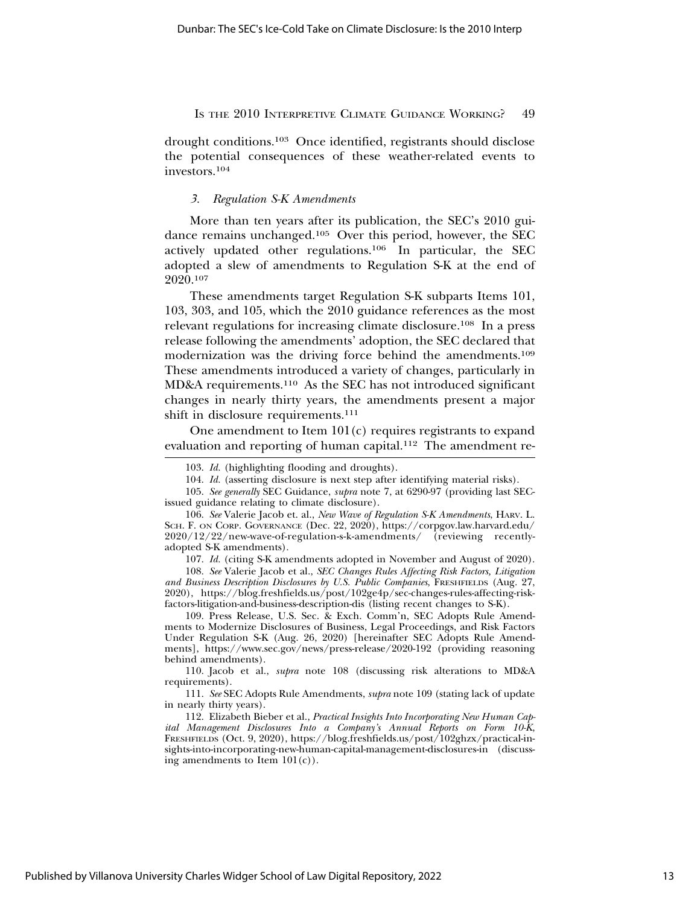drought conditions.[103] Once identified, registrants should disclose the potential consequences of these weather-related events to investors.[104]

### *3. Regulation S-K Amendments*

More than ten years after its publication, the SEC's 2010 guidance remains unchanged.[105] Over this period, however, the SEC actively updated other regulations.[106] In particular, the SEC adopted a slew of amendments to Regulation S-K at the end of 2020.[107]

These amendments target Regulation S-K subparts Items 101, 103, 303, and 105, which the 2010 guidance references as the most relevant regulations for increasing climate disclosure.[108] In a press release following the amendments' adoption, the SEC declared that modernization was the driving force behind the amendments.[109] These amendments introduced a variety of changes, particularly in MD&A requirements.[110] As the SEC has not introduced significant changes in nearly thirty years, the amendments present a major shift in disclosure requirements.[111]

One amendment to Item 101(c) requires registrants to expand evaluation and reporting of human capital.[112] The amendment re-

---

103. *Id.* (highlighting flooding and droughts).

104. *Id.* (asserting disclosure is next step after identifying material risks).

105. *See generally* SEC Guidance, *supra* note 7, at 6290-97 (providing last SEC-issued guidance relating to climate disclosure).

106. *See* Valerie Jacob et. al., *New Wave of Regulation S-K Amendments*, HARV. L. SCH. F. ON CORP. GOVERNANCE (Dec. 22, 2020), https://corpgov.law.harvard.edu/2020/12/22/new-wave-of-regulation-s-k-amendments/ (reviewing recently-adopted S-K amendments).

107. *Id.* (citing S-K amendments adopted in November and August of 2020).

108. *See* Valerie Jacob et al., *SEC Changes Rules Affecting Risk Factors, Litigation and Business Description Disclosures by U.S. Public Companies*, FRESHFIELDS (Aug. 27, 2020), https://blog.freshfields.us/post/102ge4p/sec-changes-rules-affecting-risk-factors-litigation-and-business-description-dis (listing recent changes to S-K).

109. Press Release, U.S. Sec. & Exch. Comm'n, SEC Adopts Rule Amendments to Modernize Disclosures of Business, Legal Proceedings, and Risk Factors Under Regulation S-K (Aug. 26, 2020) [hereinafter SEC Adopts Rule Amendments], https://www.sec.gov/news/press-release/2020-192 (providing reasoning behind amendments).

110. Jacob et al., *supra* note 108 (discussing risk alterations to MD&A requirements).

111. *See* SEC Adopts Rule Amendments, *supra* note 109 (stating lack of update in nearly thirty years).

112. Elizabeth Bieber et al., *Practical Insights Into Incorporating New Human Capital Management Disclosures Into a Company's Annual Reports on Form 10-K*, FRESHFIELDS (Oct. 9, 2020), https://blog.freshfields.us/post/102ghzx/practical-insights-into-incorporating-new-human-capital-management-disclosures-in (discussing amendments to Item 101(c)).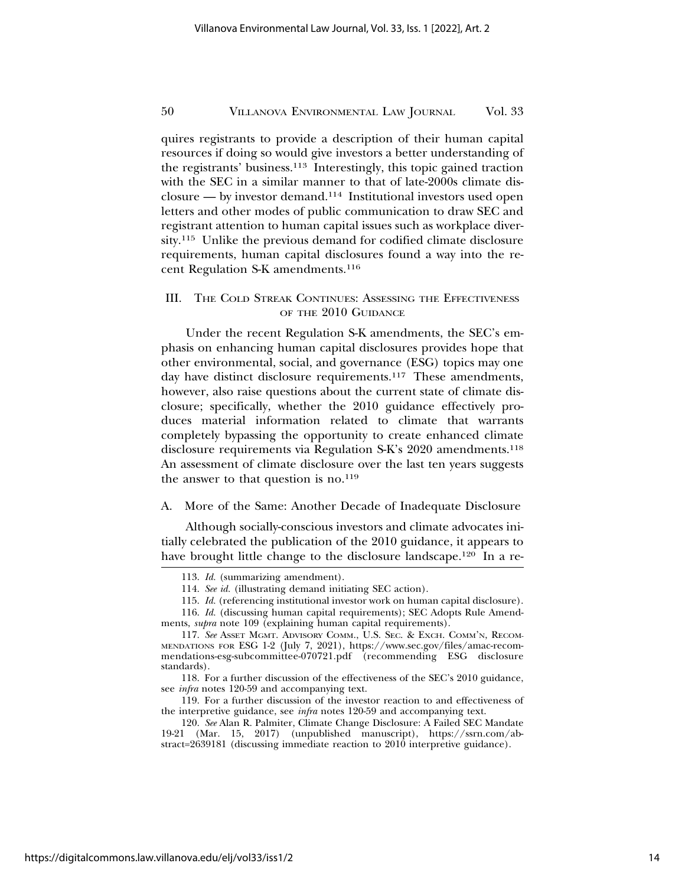quires registrants to provide a description of their human capital resources if doing so would give investors a better understanding of the registrants' business.[113] Interestingly, this topic gained traction with the SEC in a similar manner to that of late-2000s climate disclosure — by investor demand.[114] Institutional investors used open letters and other modes of public communication to draw SEC and registrant attention to human capital issues such as workplace diversity.[115] Unlike the previous demand for codified climate disclosure requirements, human capital disclosures found a way into the recent Regulation S-K amendments.[116]

## III. The Cold Streak Continues: Assessing the Effectiveness of the 2010 Guidance

Under the recent Regulation S-K amendments, the SEC's emphasis on enhancing human capital disclosures provides hope that other environmental, social, and governance (ESG) topics may one day have distinct disclosure requirements.[117] These amendments, however, also raise questions about the current state of climate disclosure; specifically, whether the 2010 guidance effectively produces material information related to climate that warrants completely bypassing the opportunity to create enhanced climate disclosure requirements via Regulation S-K's 2020 amendments.[118] An assessment of climate disclosure over the last ten years suggests the answer to that question is no.[119]

### A. More of the Same: Another Decade of Inadequate Disclosure

Although socially-conscious investors and climate advocates initially celebrated the publication of the 2010 guidance, it appears to have brought little change to the disclosure landscape.[120] In a re-

---

113. *Id.* (summarizing amendment).

114. *See id.* (illustrating demand initiating SEC action).

115. *Id.* (referencing institutional investor work on human capital disclosure).

116. *Id.* (discussing human capital requirements); SEC Adopts Rule Amendments, *supra* note 109 (explaining human capital requirements).

117. *See* Asset Mgmt. Advisory Comm., U.S. Sec. & Exch. Comm'n, Recommendations for ESG 1-2 (July 7, 2021), https://www.sec.gov/files/amac-recommendations-esg-subcommittee-070721.pdf (recommending ESG disclosure standards).

118. For a further discussion of the effectiveness of the SEC's 2010 guidance, see *infra* notes 120-59 and accompanying text.

119. For a further discussion of the investor reaction to and effectiveness of the interpretive guidance, see *infra* notes 120-59 and accompanying text.

120. *See* Alan R. Palmiter, Climate Change Disclosure: A Failed SEC Mandate 19-21 (Mar. 15, 2017) (unpublished manuscript), https://ssrn.com/abstract=2639181 (discussing immediate reaction to 2010 interpretive guidance).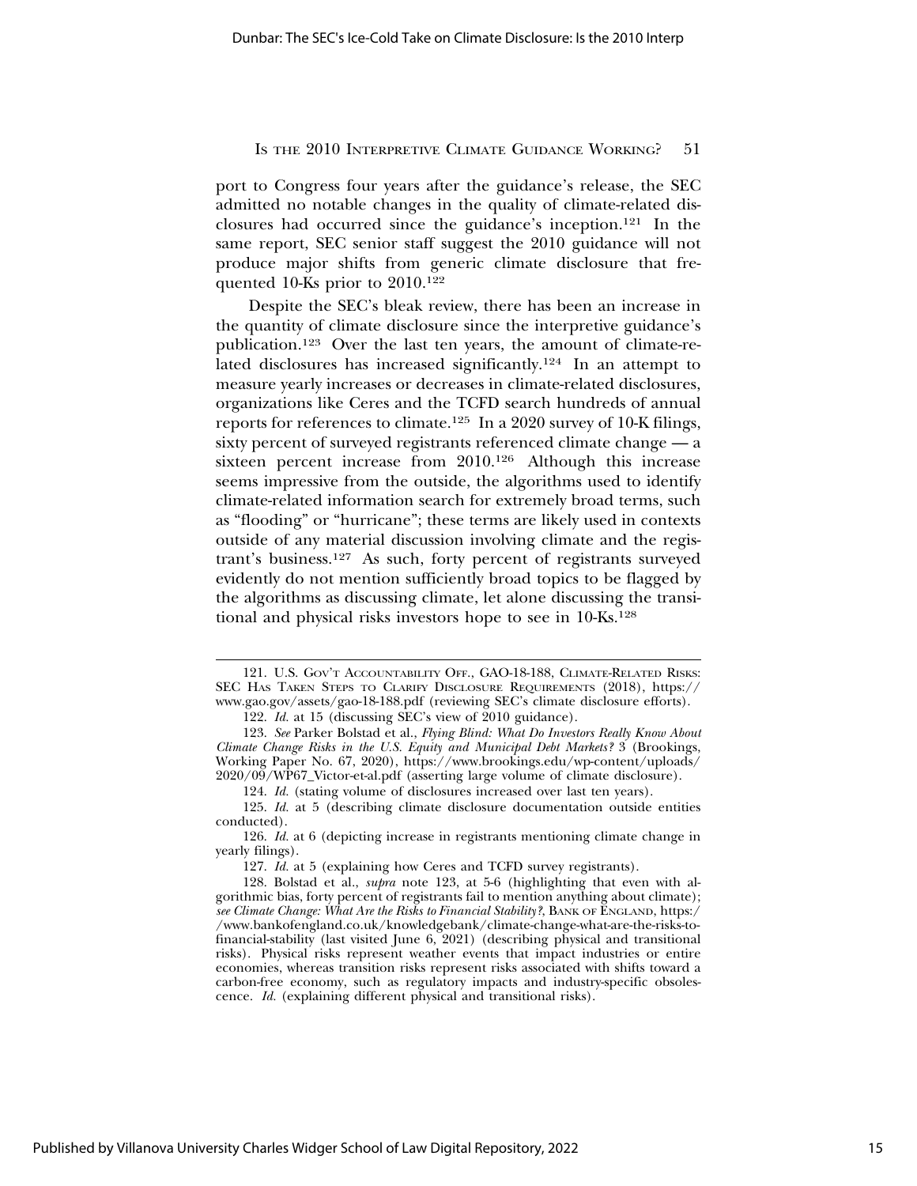port to Congress four years after the guidance's release, the SEC admitted no notable changes in the quality of climate-related disclosures had occurred since the guidance's inception.[121] In the same report, SEC senior staff suggest the 2010 guidance will not produce major shifts from generic climate disclosure that frequented 10-Ks prior to 2010.[122]

Despite the SEC's bleak review, there has been an increase in the quantity of climate disclosure since the interpretive guidance's publication.[123] Over the last ten years, the amount of climate-related disclosures has increased significantly.[124] In an attempt to measure yearly increases or decreases in climate-related disclosures, organizations like Ceres and the TCFD search hundreds of annual reports for references to climate.[125] In a 2020 survey of 10-K filings, sixty percent of surveyed registrants referenced climate change — a sixteen percent increase from 2010.[126] Although this increase seems impressive from the outside, the algorithms used to identify climate-related information search for extremely broad terms, such as "flooding" or "hurricane"; these terms are likely used in contexts outside of any material discussion involving climate and the registrant's business.[127] As such, forty percent of registrants surveyed evidently do not mention sufficiently broad topics to be flagged by the algorithms as discussing climate, let alone discussing the transitional and physical risks investors hope to see in 10-Ks.[128]

---

121. U.S. Gov't Accountability Off., GAO-18-188, Climate-Related Risks: SEC Has Taken Steps to Clarify Disclosure Requirements (2018), https://www.gao.gov/assets/gao-18-188.pdf (reviewing SEC's climate disclosure efforts).

122. *Id.* at 15 (discussing SEC's view of 2010 guidance).

123. *See* Parker Bolstad et al., *Flying Blind: What Do Investors Really Know About Climate Change Risks in the U.S. Equity and Municipal Debt Markets?* 3 (Brookings, Working Paper No. 67, 2020), https://www.brookings.edu/wp-content/uploads/2020/09/WP67_Victor-et-al.pdf (asserting large volume of climate disclosure).

124. *Id.* (stating volume of disclosures increased over last ten years).

125. *Id.* at 5 (describing climate disclosure documentation outside entities conducted).

126. *Id.* at 6 (depicting increase in registrants mentioning climate change in yearly filings).

127. *Id.* at 5 (explaining how Ceres and TCFD survey registrants).

128. Bolstad et al., *supra* note 123, at 5-6 (highlighting that even with algorithmic bias, forty percent of registrants fail to mention anything about climate); *see Climate Change: What Are the Risks to Financial Stability?*, Bank of England, https://www.bankofengland.co.uk/knowledgebank/climate-change-what-are-the-risks-to-financial-stability (last visited June 6, 2021) (describing physical and transitional risks). Physical risks represent weather events that impact industries or entire economies, whereas transition risks represent risks associated with shifts toward a carbon-free economy, such as regulatory impacts and industry-specific obsolescence. *Id.* (explaining different physical and transitional risks).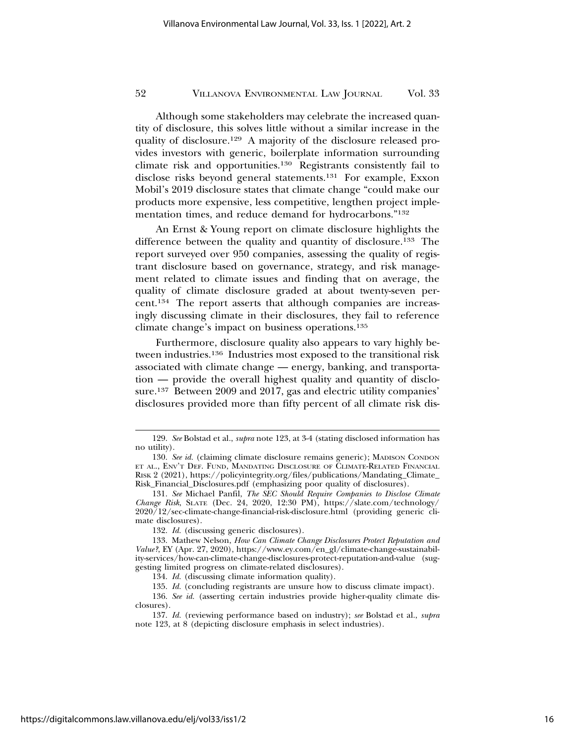Although some stakeholders may celebrate the increased quantity of disclosure, this solves little without a similar increase in the quality of disclosure.[129] A majority of the disclosure released provides investors with generic, boilerplate information surrounding climate risk and opportunities.[130] Registrants consistently fail to disclose risks beyond general statements.[131] For example, Exxon Mobil's 2019 disclosure states that climate change "could make our products more expensive, less competitive, lengthen project implementation times, and reduce demand for hydrocarbons."[132]

An Ernst & Young report on climate disclosure highlights the difference between the quality and quantity of disclosure.[133] The report surveyed over 950 companies, assessing the quality of registrant disclosure based on governance, strategy, and risk management related to climate issues and finding that on average, the quality of climate disclosure graded at about twenty-seven percent.[134] The report asserts that although companies are increasingly discussing climate in their disclosures, they fail to reference climate change's impact on business operations.[135]

Furthermore, disclosure quality also appears to vary highly between industries.[136] Industries most exposed to the transitional risk associated with climate change — energy, banking, and transportation — provide the overall highest quality and quantity of disclosure.[137] Between 2009 and 2017, gas and electric utility companies' disclosures provided more than fifty percent of all climate risk dis-

---

129. *See* Bolstad et al., *supra* note 123, at 3-4 (stating disclosed information has no utility).

130. *See id.* (claiming climate disclosure remains generic); MADISON CONDON ET AL., ENV'T DEF. FUND, MANDATING DISCLOSURE OF CLIMATE-RELATED FINANCIAL RISK 2 (2021), https://policyintegrity.org/files/publications/Mandating_Climate_Risk_Financial_Disclosures.pdf (emphasizing poor quality of disclosures).

131. *See* Michael Panfil, *The SEC Should Require Companies to Disclose Climate Change Risk*, SLATE (Dec. 24, 2020, 12:30 PM), https://slate.com/technology/2020/12/sec-climate-change-financial-risk-disclosure.html (providing generic climate disclosures).

132. *Id.* (discussing generic disclosures).

133. Mathew Nelson, *How Can Climate Change Disclosures Protect Reputation and Value?*, EY (Apr. 27, 2020), https://www.ey.com/en_gl/climate-change-sustainability-services/how-can-climate-change-disclosures-protect-reputation-and-value (suggesting limited progress on climate-related disclosures).

134. *Id.* (discussing climate information quality).

135. *Id.* (concluding registrants are unsure how to discuss climate impact).

136. *See id.* (asserting certain industries provide higher-quality climate disclosures).

137. *Id.* (reviewing performance based on industry); *see* Bolstad et al., *supra* note 123, at 8 (depicting disclosure emphasis in select industries).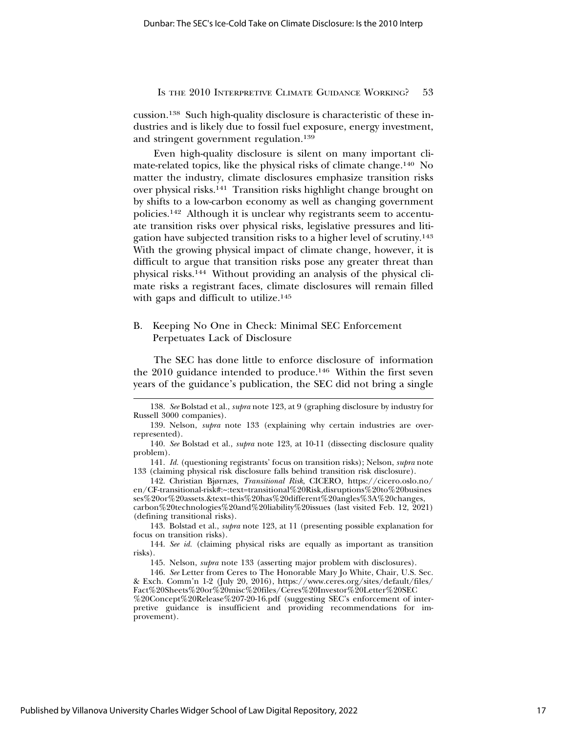cussion.[138] Such high-quality disclosure is characteristic of these industries and is likely due to fossil fuel exposure, energy investment, and stringent government regulation.[139]

Even high-quality disclosure is silent on many important climate-related topics, like the physical risks of climate change.[140] No matter the industry, climate disclosures emphasize transition risks over physical risks.[141] Transition risks highlight change brought on by shifts to a low-carbon economy as well as changing government policies.[142] Although it is unclear why registrants seem to accentuate transition risks over physical risks, legislative pressures and litigation have subjected transition risks to a higher level of scrutiny.[143] With the growing physical impact of climate change, however, it is difficult to argue that transition risks pose any greater threat than physical risks.[144] Without providing an analysis of the physical climate risks a registrant faces, climate disclosures will remain filled with gaps and difficult to utilize.[145]

## B. Keeping No One in Check: Minimal SEC Enforcement Perpetuates Lack of Disclosure

The SEC has done little to enforce disclosure of information the 2010 guidance intended to produce.[146] Within the first seven years of the guidance's publication, the SEC did not bring a single

---

138. *See* Bolstad et al., *supra* note 123, at 9 (graphing disclosure by industry for Russell 3000 companies).

139. Nelson, *supra* note 133 (explaining why certain industries are overrepresented).

140. *See* Bolstad et al., *supra* note 123, at 10-11 (dissecting disclosure quality problem).

141. *Id.* (questioning registrants' focus on transition risks); Nelson, *supra* note 133 (claiming physical risk disclosure falls behind transition risk disclosure).

142. Christian Bjørnæs, *Transitional Risk*, CICERO, https://cicero.oslo.no/en/CF-transitional-risk#:~:text=transitional%20Risk,disruptions%20to%20businesses%20or%20assets.&text=this%20has%20different%20angles%3A%20changes,carbon%20technologies%20and%20liability%20issues (last visited Feb. 12, 2021) (defining transitional risks).

143. Bolstad et al., *supra* note 123, at 11 (presenting possible explanation for focus on transition risks).

144. *See id.* (claiming physical risks are equally as important as transition risks).

145. Nelson, *supra* note 133 (asserting major problem with disclosures).

146. *See* Letter from Ceres to The Honorable Mary Jo White, Chair, U.S. Sec. & Exch. Comm'n 1-2 (July 20, 2016), https://www.ceres.org/sites/default/files/Fact%20Sheets%20or%20misc%20files/Ceres%20Investor%20Letter%20SEC%20Concept%20Release%207-20-16.pdf (suggesting SEC's enforcement of interpretive guidance is insufficient and providing recommendations for improvement).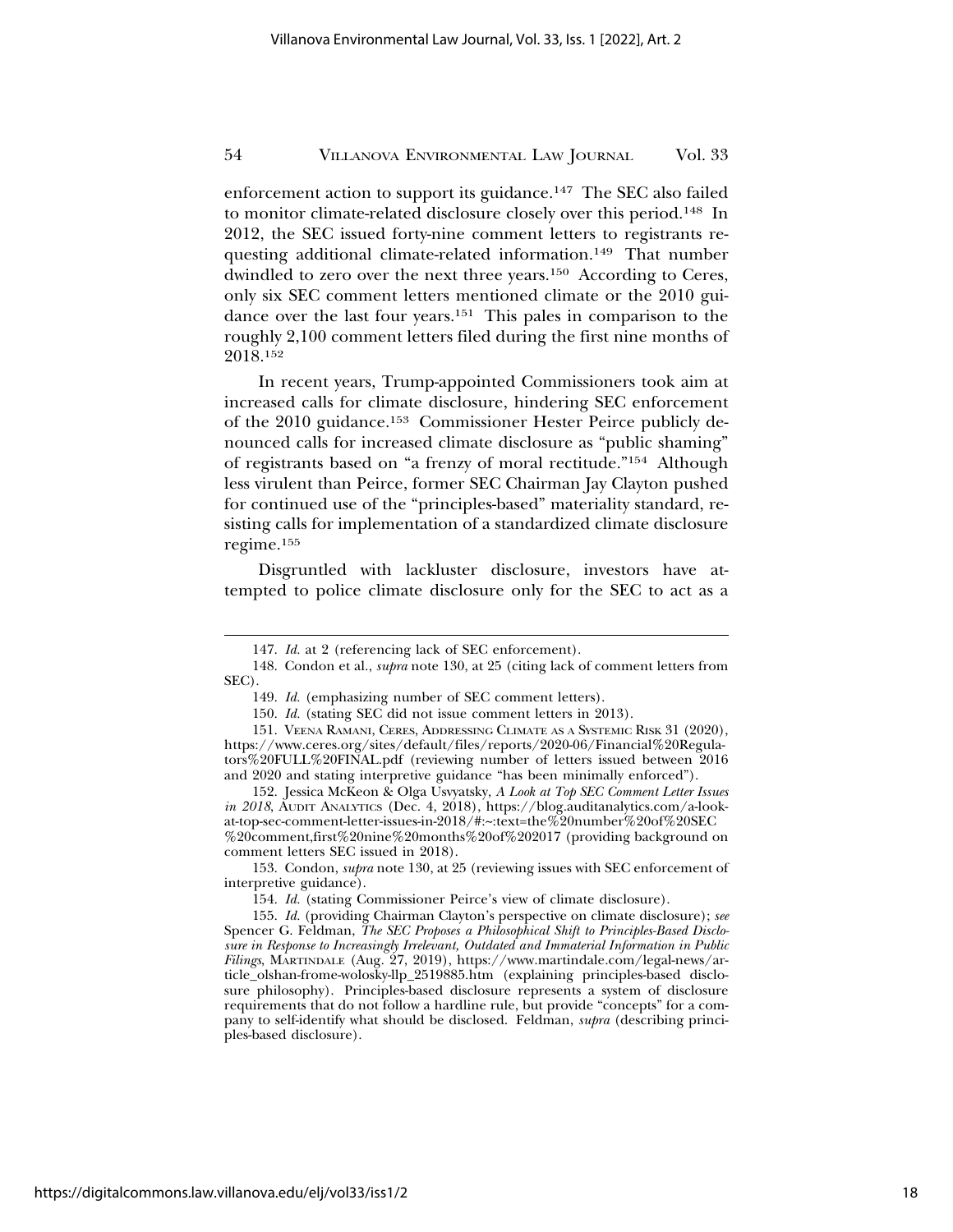enforcement action to support its guidance.[147] The SEC also failed to monitor climate-related disclosure closely over this period.[148] In 2012, the SEC issued forty-nine comment letters to registrants requesting additional climate-related information.[149] That number dwindled to zero over the next three years.[150] According to Ceres, only six SEC comment letters mentioned climate or the 2010 guidance over the last four years.[151] This pales in comparison to the roughly 2,100 comment letters filed during the first nine months of 2018.[152]

In recent years, Trump-appointed Commissioners took aim at increased calls for climate disclosure, hindering SEC enforcement of the 2010 guidance.[153] Commissioner Hester Peirce publicly denounced calls for increased climate disclosure as "public shaming" of registrants based on "a frenzy of moral rectitude."[154] Although less virulent than Peirce, former SEC Chairman Jay Clayton pushed for continued use of the "principles-based" materiality standard, resisting calls for implementation of a standardized climate disclosure regime.[155]

Disgruntled with lackluster disclosure, investors have attempted to police climate disclosure only for the SEC to act as a

---

147. *Id.* at 2 (referencing lack of SEC enforcement).

148. Condon et al., *supra* note 130, at 25 (citing lack of comment letters from SEC).

149. *Id.* (emphasizing number of SEC comment letters).

150. *Id.* (stating SEC did not issue comment letters in 2013).

151. VEENA RAMANI, CERES, ADDRESSING CLIMATE AS A SYSTEMIC RISK 31 (2020), https://www.ceres.org/sites/default/files/reports/2020-06/Financial%20Regulators%20FULL%20FINAL.pdf (reviewing number of letters issued between 2016 and 2020 and stating interpretive guidance "has been minimally enforced").

152. Jessica McKeon & Olga Usvyatsky, *A Look at Top SEC Comment Letter Issues in 2018*, AUDIT ANALYTICS (Dec. 4, 2018), https://blog.auditanalytics.com/a-look-at-top-sec-comment-letter-issues-in-2018/#:~:text=the%20number%20of%20SEC%20comment,first%20nine%20months%20of%202017 (providing background on comment letters SEC issued in 2018).

153. Condon, *supra* note 130, at 25 (reviewing issues with SEC enforcement of interpretive guidance).

154. *Id.* (stating Commissioner Peirce's view of climate disclosure).

155. *Id.* (providing Chairman Clayton's perspective on climate disclosure); *see* Spencer G. Feldman, *The SEC Proposes a Philosophical Shift to Principles-Based Disclosure in Response to Increasingly Irrelevant, Outdated and Immaterial Information in Public Filings*, MARTINDALE (Aug. 27, 2019), https://www.martindale.com/legal-news/article_olshan-frome-wolosky-llp_2519885.htm (explaining principles-based disclosure philosophy). Principles-based disclosure represents a system of disclosure requirements that do not follow a hardline rule, but provide "concepts" for a company to self-identify what should be disclosed. Feldman, *supra* (describing principles-based disclosure).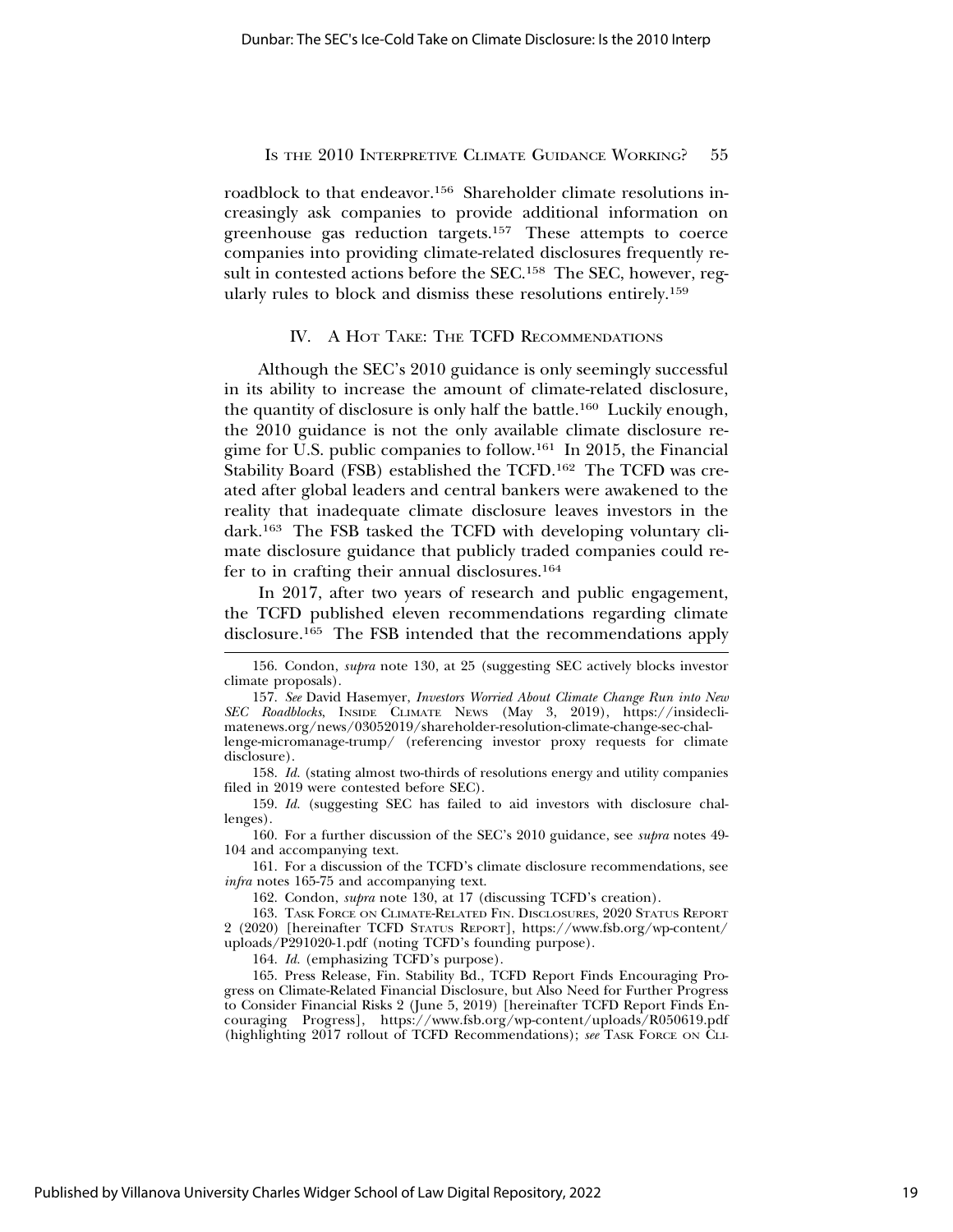roadblock to that endeavor.[156] Shareholder climate resolutions increasingly ask companies to provide additional information on greenhouse gas reduction targets.[157] These attempts to coerce companies into providing climate-related disclosures frequently result in contested actions before the SEC.[158] The SEC, however, regularly rules to block and dismiss these resolutions entirely.[159]

## IV. A Hot Take: The TCFD Recommendations

Although the SEC's 2010 guidance is only seemingly successful in its ability to increase the amount of climate-related disclosure, the quantity of disclosure is only half the battle.[160] Luckily enough, the 2010 guidance is not the only available climate disclosure regime for U.S. public companies to follow.[161] In 2015, the Financial Stability Board (FSB) established the TCFD.[162] The TCFD was created after global leaders and central bankers were awakened to the reality that inadequate climate disclosure leaves investors in the dark.[163] The FSB tasked the TCFD with developing voluntary climate disclosure guidance that publicly traded companies could refer to in crafting their annual disclosures.[164]

In 2017, after two years of research and public engagement, the TCFD published eleven recommendations regarding climate disclosure.[165] The FSB intended that the recommendations apply

---

156. Condon, *supra* note 130, at 25 (suggesting SEC actively blocks investor climate proposals).

157. *See* David Hasemyer, *Investors Worried About Climate Change Run into New SEC Roadblocks*, Inside Climate News (May 3, 2019), https://insideclimatenews.org/news/03052019/shareholder-resolution-climate-change-sec-challenge-micromanage-trump/ (referencing investor proxy requests for climate disclosure).

158. *Id.* (stating almost two-thirds of resolutions energy and utility companies filed in 2019 were contested before SEC).

159. *Id.* (suggesting SEC has failed to aid investors with disclosure challenges).

160. For a further discussion of the SEC's 2010 guidance, see *supra* notes 49-104 and accompanying text.

161. For a discussion of the TCFD's climate disclosure recommendations, see *infra* notes 165-75 and accompanying text.

162. Condon, *supra* note 130, at 17 (discussing TCFD's creation).

163. Task Force on Climate-Related Fin. Disclosures, 2020 Status Report 2 (2020) [hereinafter TCFD Status Report], https://www.fsb.org/wp-content/uploads/P291020-1.pdf (noting TCFD's founding purpose).

164. *Id.* (emphasizing TCFD's purpose).

165. Press Release, Fin. Stability Bd., TCFD Report Finds Encouraging Progress on Climate-Related Financial Disclosure, but Also Need for Further Progress to Consider Financial Risks 2 (June 5, 2019) [hereinafter TCFD Report Finds Encouraging Progress], https://www.fsb.org/wp-content/uploads/R050619.pdf (highlighting 2017 rollout of TCFD Recommendations); *see* Task Force on Cli-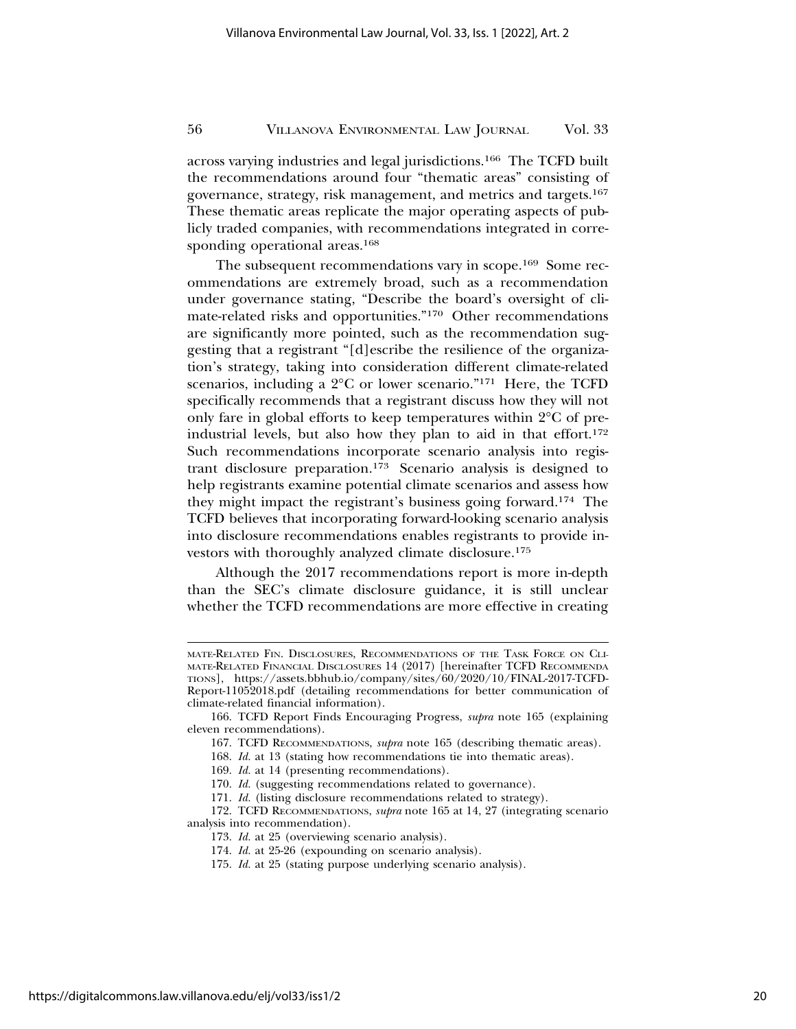across varying industries and legal jurisdictions.[166] The TCFD built the recommendations around four "thematic areas" consisting of governance, strategy, risk management, and metrics and targets.[167] These thematic areas replicate the major operating aspects of publicly traded companies, with recommendations integrated in corresponding operational areas.[168]

The subsequent recommendations vary in scope.[169] Some recommendations are extremely broad, such as a recommendation under governance stating, "Describe the board's oversight of climate-related risks and opportunities."[170] Other recommendations are significantly more pointed, such as the recommendation suggesting that a registrant "[d]escribe the resilience of the organization's strategy, taking into consideration different climate-related scenarios, including a 2°C or lower scenario."[171] Here, the TCFD specifically recommends that a registrant discuss how they will not only fare in global efforts to keep temperatures within 2°C of pre-industrial levels, but also how they plan to aid in that effort.[172] Such recommendations incorporate scenario analysis into registrant disclosure preparation.[173] Scenario analysis is designed to help registrants examine potential climate scenarios and assess how they might impact the registrant's business going forward.[174] The TCFD believes that incorporating forward-looking scenario analysis into disclosure recommendations enables registrants to provide investors with thoroughly analyzed climate disclosure.[175]

Although the 2017 recommendations report is more in-depth than the SEC's climate disclosure guidance, it is still unclear whether the TCFD recommendations are more effective in creating

---

MATE-RELATED FIN. DISCLOSURES, RECOMMENDATIONS OF THE TASK FORCE ON CLIMATE-RELATED FINANCIAL DISCLOSURES 14 (2017) [hereinafter TCFD RECOMMENDATIONS], https://assets.bbhub.io/company/sites/60/2020/10/FINAL-2017-TCFD-Report-11052018.pdf (detailing recommendations for better communication of climate-related financial information).

166. TCFD Report Finds Encouraging Progress, *supra* note 165 (explaining eleven recommendations).

167. TCFD RECOMMENDATIONS, *supra* note 165 (describing thematic areas).

168. *Id.* at 13 (stating how recommendations tie into thematic areas).

169. *Id.* at 14 (presenting recommendations).

170. *Id.* (suggesting recommendations related to governance).

171. *Id.* (listing disclosure recommendations related to strategy).

172. TCFD RECOMMENDATIONS, *supra* note 165 at 14, 27 (integrating scenario analysis into recommendation).

173. *Id.* at 25 (overviewing scenario analysis).

174. *Id.* at 25-26 (expounding on scenario analysis).

175. *Id.* at 25 (stating purpose underlying scenario analysis).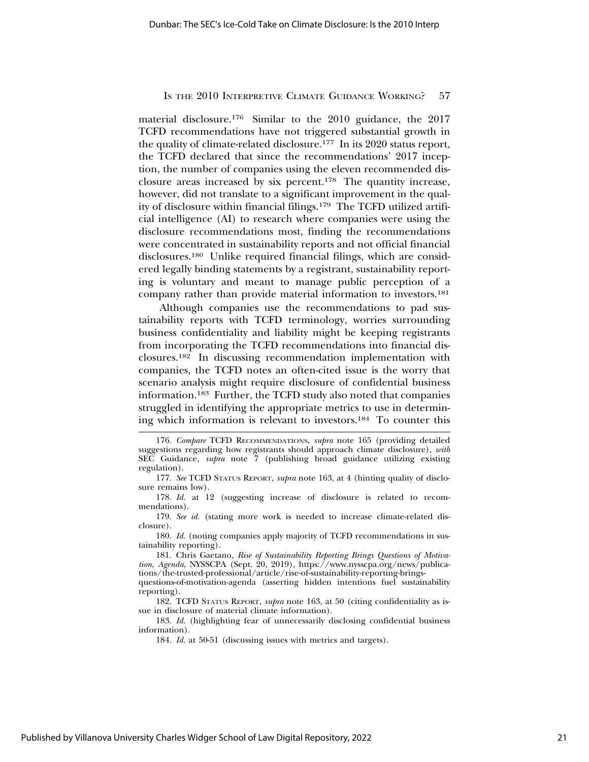material disclosure.[176] Similar to the 2010 guidance, the 2017 TCFD recommendations have not triggered substantial growth in the quality of climate-related disclosure.[177] In its 2020 status report, the TCFD declared that since the recommendations' 2017 inception, the number of companies using the eleven recommended disclosure areas increased by six percent.[178] The quantity increase, however, did not translate to a significant improvement in the quality of disclosure within financial filings.[179] The TCFD utilized artificial intelligence (AI) to research where companies were using the disclosure recommendations most, finding the recommendations were concentrated in sustainability reports and not official financial disclosures.[180] Unlike required financial filings, which are considered legally binding statements by a registrant, sustainability reporting is voluntary and meant to manage public perception of a company rather than provide material information to investors.[181]

Although companies use the recommendations to pad sustainability reports with TCFD terminology, worries surrounding business confidentiality and liability might be keeping registrants from incorporating the TCFD recommendations into financial disclosures.[182] In discussing recommendation implementation with companies, the TCFD notes an often-cited issue is the worry that scenario analysis might require disclosure of confidential business information.[183] Further, the TCFD study also noted that companies struggled in identifying the appropriate metrics to use in determining which information is relevant to investors.[184] To counter this

---

176. *Compare* TCFD RECOMMENDATIONS, *supra* note 165 (providing detailed suggestions regarding how registrants should approach climate disclosure), *with* SEC Guidance, *supra* note 7 (publishing broad guidance utilizing existing regulation).

177. *See* TCFD STATUS REPORT, *supra* note 163, at 4 (hinting quality of disclosure remains low).

178. *Id.* at 12 (suggesting increase of disclosure is related to recommendations).

179. *See id.* (stating more work is needed to increase climate-related disclosure).

180. *Id.* (noting companies apply majority of TCFD recommendations in sustainability reporting).

181. Chris Gaetano, *Rise of Sustainability Reporting Brings Questions of Motivation, Agenda*, NYSSCPA (Sept. 20, 2019), https://www.nysscpa.org/news/publications/the-trusted-professional/article/rise-of-sustainability-reporting-brings-questions-of-motivation-agenda (asserting hidden intentions fuel sustainability reporting).

182. TCFD STATUS REPORT, *supra* note 163, at 50 (citing confidentiality as issue in disclosure of material climate information).

183. *Id.* (highlighting fear of unnecessarily disclosing confidential business information).

184. *Id.* at 50-51 (discussing issues with metrics and targets).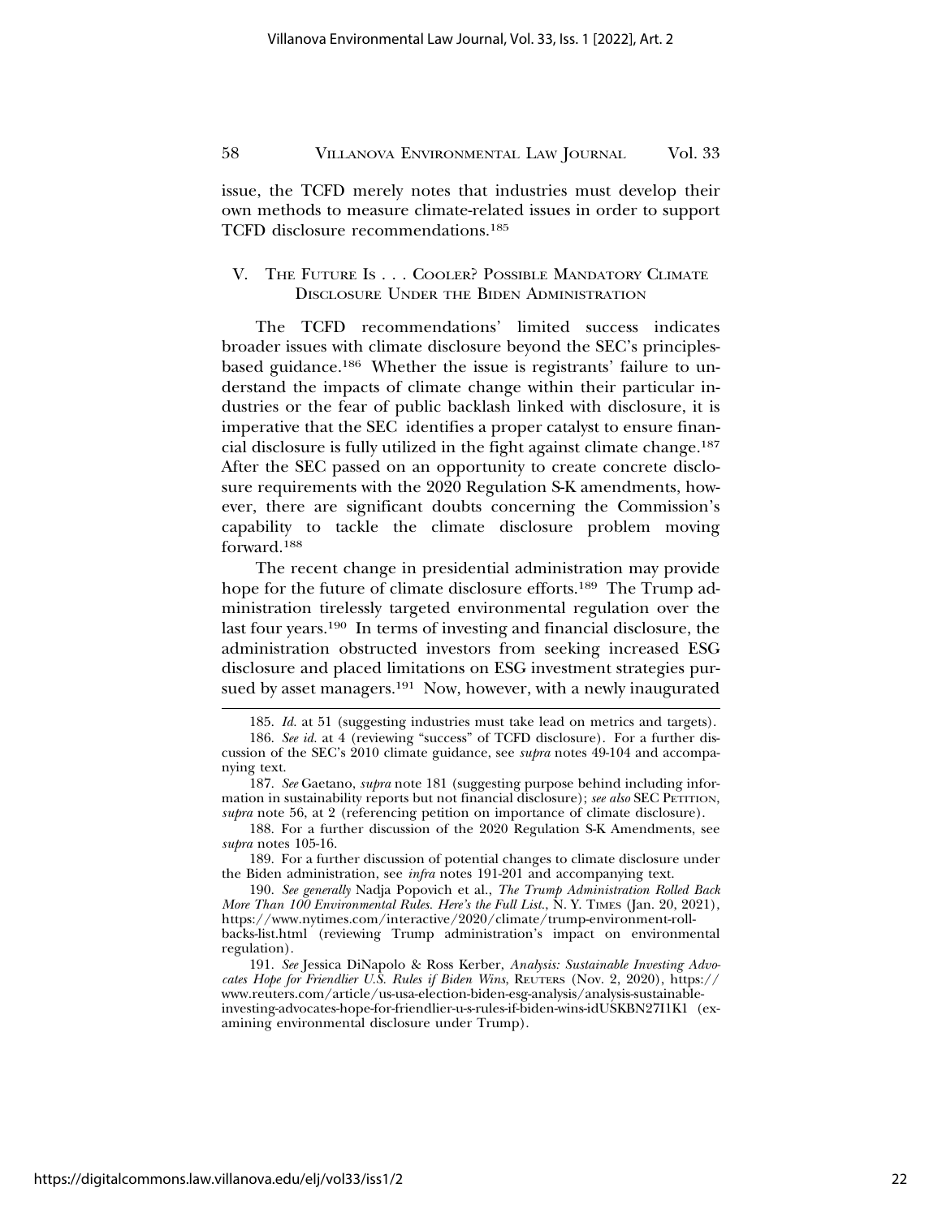issue, the TCFD merely notes that industries must develop their own methods to measure climate-related issues in order to support TCFD disclosure recommendations.[185]

## V. The Future Is . . . Cooler? Possible Mandatory Climate Disclosure Under the Biden Administration

The TCFD recommendations' limited success indicates broader issues with climate disclosure beyond the SEC's principles-based guidance.[186] Whether the issue is registrants' failure to understand the impacts of climate change within their particular industries or the fear of public backlash linked with disclosure, it is imperative that the SEC identifies a proper catalyst to ensure financial disclosure is fully utilized in the fight against climate change.[187] After the SEC passed on an opportunity to create concrete disclosure requirements with the 2020 Regulation S-K amendments, however, there are significant doubts concerning the Commission's capability to tackle the climate disclosure problem moving forward.[188]

The recent change in presidential administration may provide hope for the future of climate disclosure efforts.[189] The Trump administration tirelessly targeted environmental regulation over the last four years.[190] In terms of investing and financial disclosure, the administration obstructed investors from seeking increased ESG disclosure and placed limitations on ESG investment strategies pursued by asset managers.[191] Now, however, with a newly inaugurated

---

185. *Id.* at 51 (suggesting industries must take lead on metrics and targets).

186. *See id.* at 4 (reviewing "success" of TCFD disclosure). For a further discussion of the SEC's 2010 climate guidance, see *supra* notes 49-104 and accompanying text.

187. *See* Gaetano, *supra* note 181 (suggesting purpose behind including information in sustainability reports but not financial disclosure); *see also* SEC Petition, *supra* note 56, at 2 (referencing petition on importance of climate disclosure).

188. For a further discussion of the 2020 Regulation S-K Amendments, see *supra* notes 105-16.

189. For a further discussion of potential changes to climate disclosure under the Biden administration, see *infra* notes 191-201 and accompanying text.

190. *See generally* Nadja Popovich et al., *The Trump Administration Rolled Back More Than 100 Environmental Rules. Here's the Full List.*, N. Y. Times (Jan. 20, 2021), https://www.nytimes.com/interactive/2020/climate/trump-environment-rollbacks-list.html (reviewing Trump administration's impact on environmental regulation).

191. *See* Jessica DiNapolo & Ross Kerber, *Analysis: Sustainable Investing Advocates Hope for Friendlier U.S. Rules if Biden Wins*, Reuters (Nov. 2, 2020), https://www.reuters.com/article/us-usa-election-biden-esg-analysis/analysis-sustainable-investing-advocates-hope-for-friendlier-u-s-rules-if-biden-wins-idUSKBN27I1K1 (examining environmental disclosure under Trump).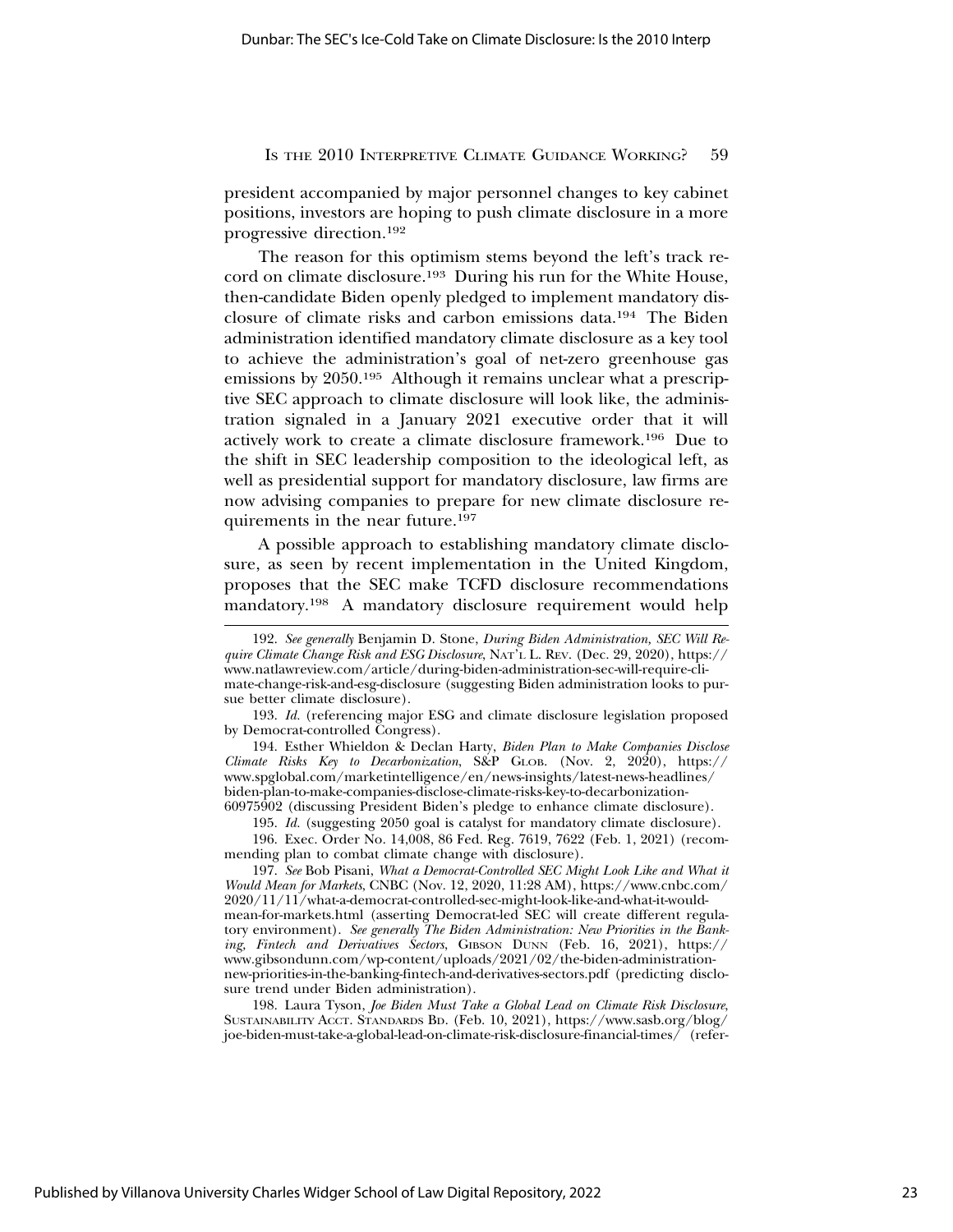president accompanied by major personnel changes to key cabinet positions, investors are hoping to push climate disclosure in a more progressive direction.[192]

The reason for this optimism stems beyond the left's track record on climate disclosure.[193] During his run for the White House, then-candidate Biden openly pledged to implement mandatory disclosure of climate risks and carbon emissions data.[194] The Biden administration identified mandatory climate disclosure as a key tool to achieve the administration's goal of net-zero greenhouse gas emissions by 2050.[195] Although it remains unclear what a prescriptive SEC approach to climate disclosure will look like, the administration signaled in a January 2021 executive order that it will actively work to create a climate disclosure framework.[196] Due to the shift in SEC leadership composition to the ideological left, as well as presidential support for mandatory disclosure, law firms are now advising companies to prepare for new climate disclosure requirements in the near future.[197]

A possible approach to establishing mandatory climate disclosure, as seen by recent implementation in the United Kingdom, proposes that the SEC make TCFD disclosure recommendations mandatory.[198] A mandatory disclosure requirement would help

---

192. *See generally* Benjamin D. Stone, *During Biden Administration, SEC Will Require Climate Change Risk and ESG Disclosure*, NAT'L L. REV. (Dec. 29, 2020), https://www.natlawreview.com/article/during-biden-administration-sec-will-require-climate-change-risk-and-esg-disclosure (suggesting Biden administration looks to pursue better climate disclosure).

193. *Id.* (referencing major ESG and climate disclosure legislation proposed by Democrat-controlled Congress).

194. Esther Whieldon & Declan Harty, *Biden Plan to Make Companies Disclose Climate Risks Key to Decarbonization*, S&P GLOB. (Nov. 2, 2020), https://www.spglobal.com/marketintelligence/en/news-insights/latest-news-headlines/biden-plan-to-make-companies-disclose-climate-risks-key-to-decarbonization-60975902 (discussing President Biden's pledge to enhance climate disclosure).

195. *Id.* (suggesting 2050 goal is catalyst for mandatory climate disclosure).

196. Exec. Order No. 14,008, 86 Fed. Reg. 7619, 7622 (Feb. 1, 2021) (recommending plan to combat climate change with disclosure).

197. *See* Bob Pisani, *What a Democrat-Controlled SEC Might Look Like and What it Would Mean for Markets*, CNBC (Nov. 12, 2020, 11:28 AM), https://www.cnbc.com/2020/11/11/what-a-democrat-controlled-sec-might-look-like-and-what-it-would-mean-for-markets.html (asserting Democrat-led SEC will create different regulatory environment). *See generally The Biden Administration: New Priorities in the Banking, Fintech and Derivatives Sectors*, GIBSON DUNN (Feb. 16, 2021), https://www.gibsondunn.com/wp-content/uploads/2021/02/the-biden-administration-new-priorities-in-the-banking-fintech-and-derivatives-sectors.pdf (predicting disclosure trend under Biden administration).

198. Laura Tyson, *Joe Biden Must Take a Global Lead on Climate Risk Disclosure*, SUSTAINABILITY ACCT. STANDARDS BD. (Feb. 10, 2021), https://www.sasb.org/blog/joe-biden-must-take-a-global-lead-on-climate-risk-disclosure-financial-times/ (refer-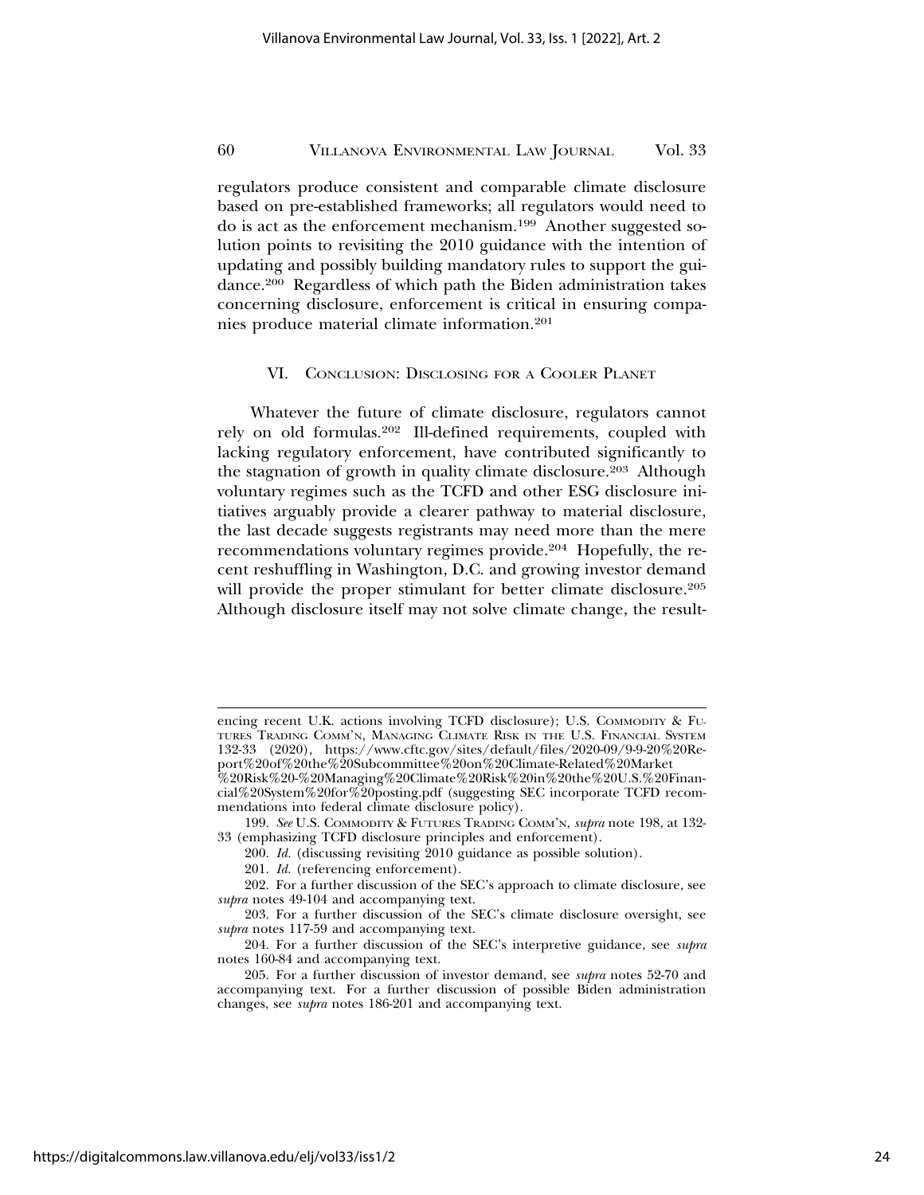regulators produce consistent and comparable climate disclosure based on pre-established frameworks; all regulators would need to do is act as the enforcement mechanism.[199] Another suggested solution points to revisiting the 2010 guidance with the intention of updating and possibly building mandatory rules to support the guidance.[200] Regardless of which path the Biden administration takes concerning disclosure, enforcement is critical in ensuring companies produce material climate information.[201]

## VI. Conclusion: Disclosing for a Cooler Planet

Whatever the future of climate disclosure, regulators cannot rely on old formulas.[202] Ill-defined requirements, coupled with lacking regulatory enforcement, have contributed significantly to the stagnation of growth in quality climate disclosure.[203] Although voluntary regimes such as the TCFD and other ESG disclosure initiatives arguably provide a clearer pathway to material disclosure, the last decade suggests registrants may need more than the mere recommendations voluntary regimes provide.[204] Hopefully, the recent reshuffling in Washington, D.C. and growing investor demand will provide the proper stimulant for better climate disclosure.[205] Although disclosure itself may not solve climate change, the result-

---

encing recent U.K. actions involving TCFD disclosure); U.S. Commodity & Futures Trading Comm'n, Managing Climate Risk in the U.S. Financial System 132-33 (2020), https://www.cftc.gov/sites/default/files/2020-09/9-9-20%20Report%20of%20the%20Subcommittee%20on%20Climate-Related%20Market%20Risk%20-%20Managing%20Climate%20Risk%20in%20the%20U.S.%20Financial%20System%20for%20posting.pdf (suggesting SEC incorporate TCFD recommendations into federal climate disclosure policy).

199. *See* U.S. Commodity & Futures Trading Comm'n, *supra* note 198, at 132-33 (emphasizing TCFD disclosure principles and enforcement).

200. *Id.* (discussing revisiting 2010 guidance as possible solution).

201. *Id.* (referencing enforcement).

202. For a further discussion of the SEC's approach to climate disclosure, see *supra* notes 49-104 and accompanying text.

203. For a further discussion of the SEC's climate disclosure oversight, see *supra* notes 117-59 and accompanying text.

204. For a further discussion of the SEC's interpretive guidance, see *supra* notes 160-84 and accompanying text.

205. For a further discussion of investor demand, see *supra* notes 52-70 and accompanying text. For a further discussion of possible Biden administration changes, see *supra* notes 186-201 and accompanying text.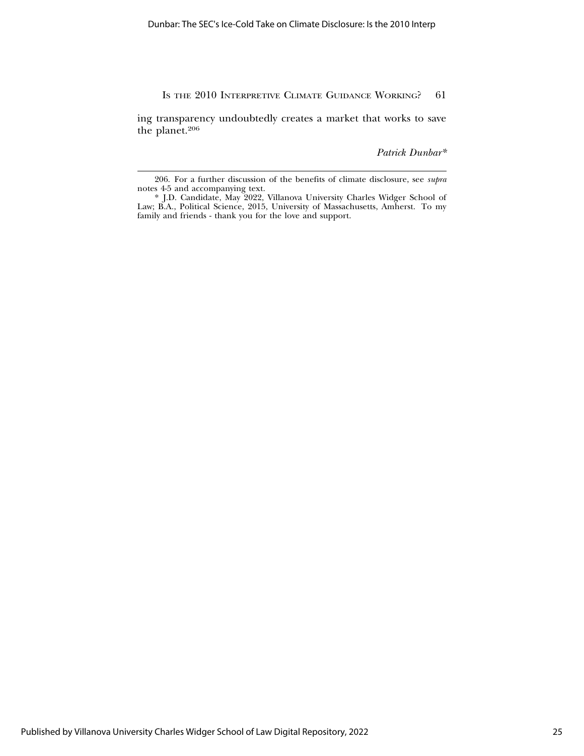ing transparency undoubtedly creates a market that works to save the planet.[206]

*Patrick Dunbar**

---

206. For a further discussion of the benefits of climate disclosure, see *supra* notes 4-5 and accompanying text.

* J.D. Candidate, May 2022, Villanova University Charles Widger School of Law; B.A., Political Science, 2015, University of Massachusetts, Amherst. To my family and friends - thank you for the love and support.